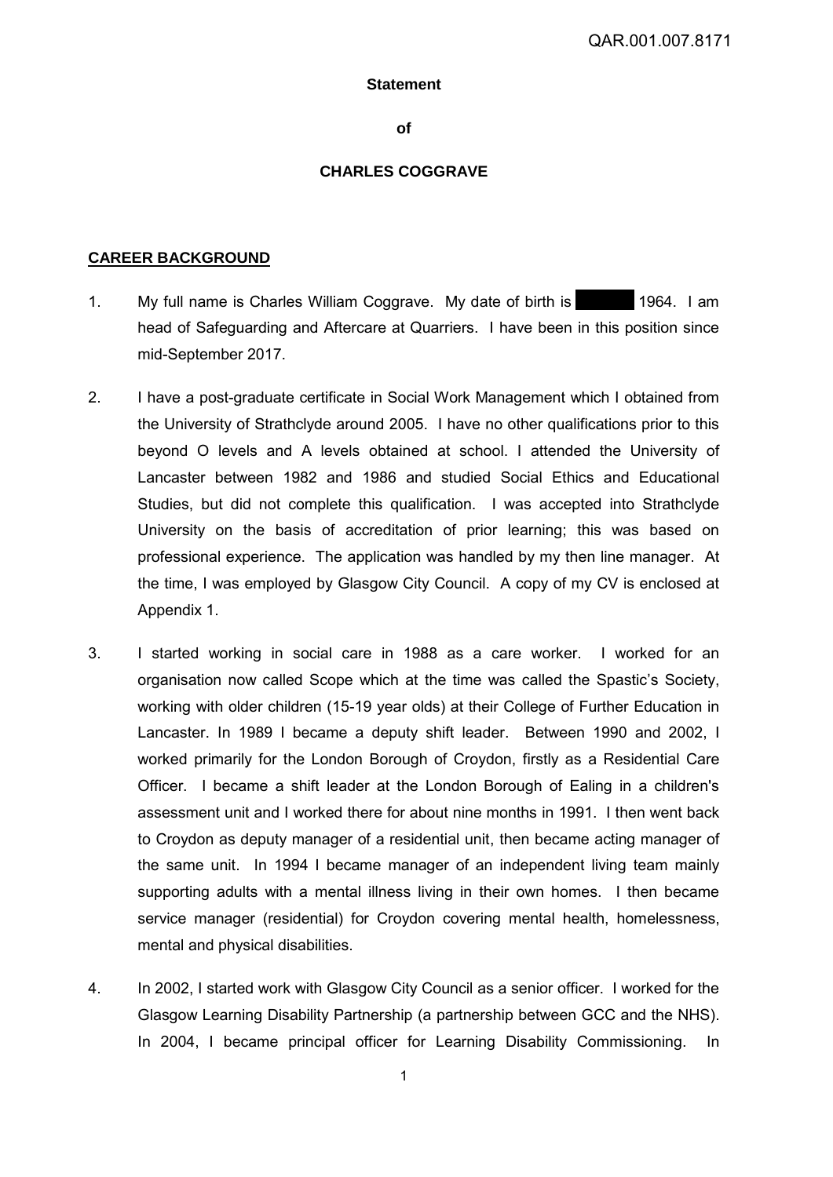**Statement**

**of**

**CHARLES COGGRAVE**

## CAREER BACKGROUND

1. My full name is Charles William Coggrave. My date of birth is ██████ 1964. I am head of Safeguarding and Aftercare at Quarriers. I have been in this position since mid-September 2017.

2. I have a post-graduate certificate in Social Work Management which I obtained from the University of Strathclyde around 2005. I have no other qualifications prior to this beyond O levels and A levels obtained at school. I attended the University of Lancaster between 1982 and 1986 and studied Social Ethics and Educational Studies, but did not complete this qualification. I was accepted into Strathclyde University on the basis of accreditation of prior learning; this was based on professional experience. The application was handled by my then line manager. At the time, I was employed by Glasgow City Council. A copy of my CV is enclosed at Appendix 1.

3. I started working in social care in 1988 as a care worker. I worked for an organisation now called Scope which at the time was called the Spastic's Society, working with older children (15-19 year olds) at their College of Further Education in Lancaster. In 1989 I became a deputy shift leader. Between 1990 and 2002, I worked primarily for the London Borough of Croydon, firstly as a Residential Care Officer. I became a shift leader at the London Borough of Ealing in a children's assessment unit and I worked there for about nine months in 1991. I then went back to Croydon as deputy manager of a residential unit, then became acting manager of the same unit. In 1994 I became manager of an independent living team mainly supporting adults with a mental illness living in their own homes. I then became service manager (residential) for Croydon covering mental health, homelessness, mental and physical disabilities.

4. In 2002, I started work with Glasgow City Council as a senior officer. I worked for the Glasgow Learning Disability Partnership (a partnership between GCC and the NHS). In 2004, I became principal officer for Learning Disability Commissioning. In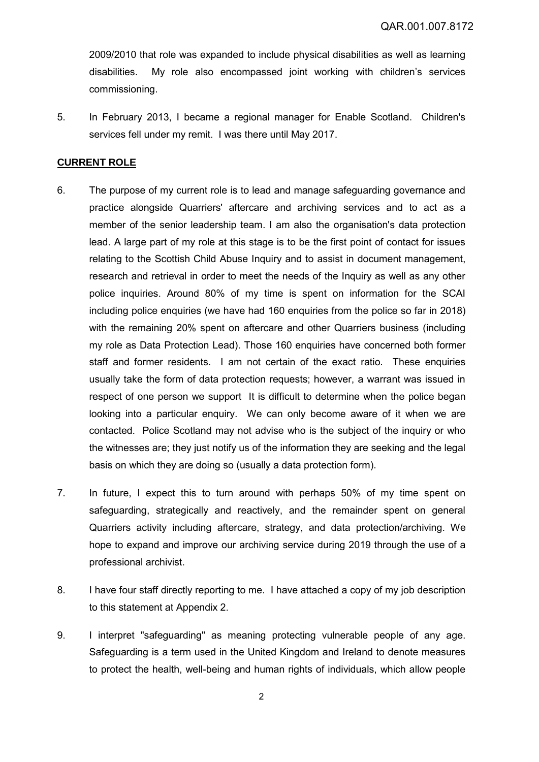2009/2010 that role was expanded to include physical disabilities as well as learning disabilities. My role also encompassed joint working with children's services commissioning.

5. In February 2013, I became a regional manager for Enable Scotland. Children's services fell under my remit. I was there until May 2017.

## CURRENT ROLE

6. The purpose of my current role is to lead and manage safeguarding governance and practice alongside Quarriers' aftercare and archiving services and to act as a member of the senior leadership team. I am also the organisation's data protection lead. A large part of my role at this stage is to be the first point of contact for issues relating to the Scottish Child Abuse Inquiry and to assist in document management, research and retrieval in order to meet the needs of the Inquiry as well as any other police inquiries. Around 80% of my time is spent on information for the SCAI including police enquiries (we have had 160 enquiries from the police so far in 2018) with the remaining 20% spent on aftercare and other Quarriers business (including my role as Data Protection Lead). Those 160 enquiries have concerned both former staff and former residents. I am not certain of the exact ratio. These enquiries usually take the form of data protection requests; however, a warrant was issued in respect of one person we support It is difficult to determine when the police began looking into a particular enquiry. We can only become aware of it when we are contacted. Police Scotland may not advise who is the subject of the inquiry or who the witnesses are; they just notify us of the information they are seeking and the legal basis on which they are doing so (usually a data protection form).

7. In future, I expect this to turn around with perhaps 50% of my time spent on safeguarding, strategically and reactively, and the remainder spent on general Quarriers activity including aftercare, strategy, and data protection/archiving. We hope to expand and improve our archiving service during 2019 through the use of a professional archivist.

8. I have four staff directly reporting to me. I have attached a copy of my job description to this statement at Appendix 2.

9. I interpret "safeguarding" as meaning protecting vulnerable people of any age. Safeguarding is a term used in the United Kingdom and Ireland to denote measures to protect the health, well-being and human rights of individuals, which allow people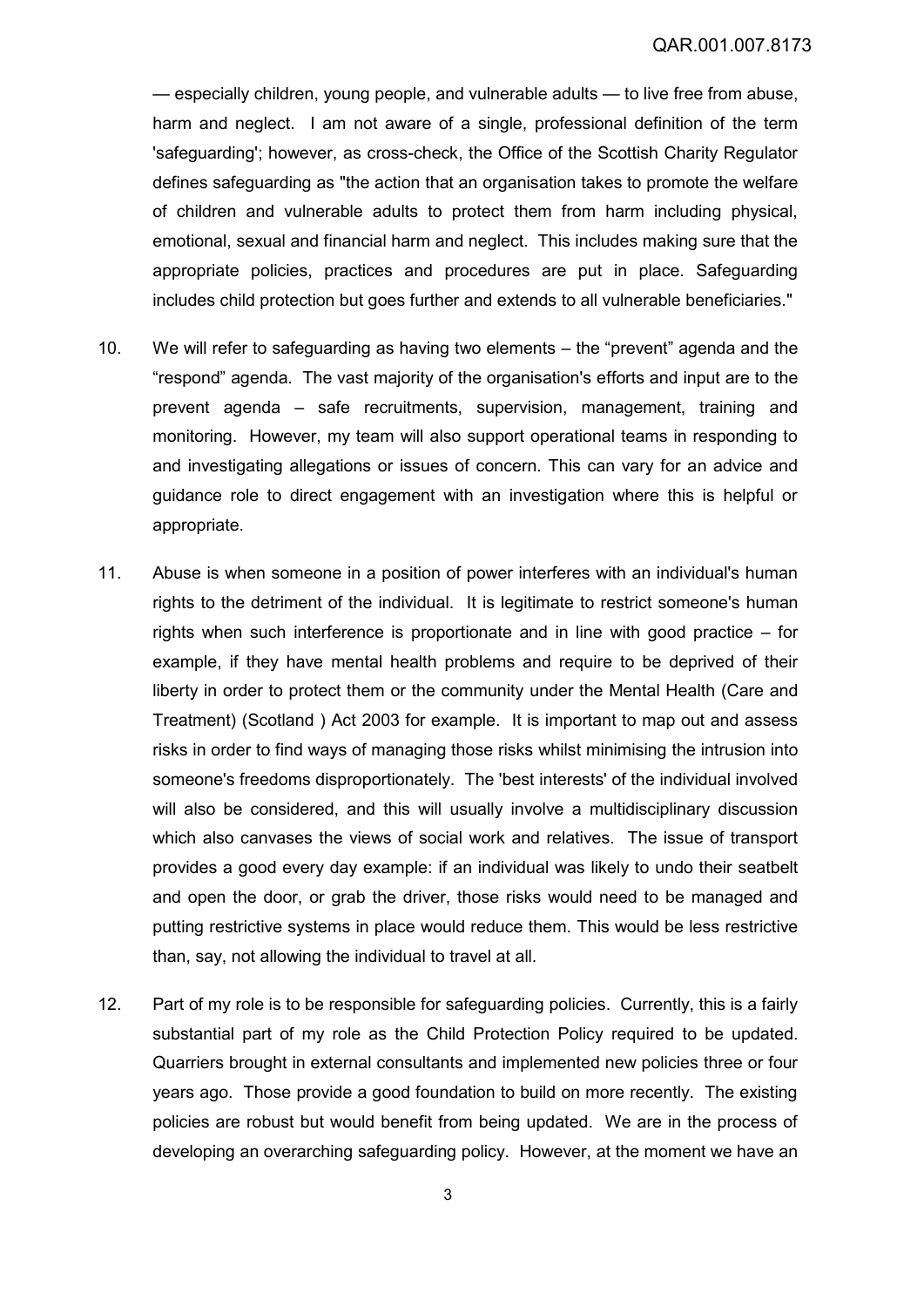— especially children, young people, and vulnerable adults — to live free from abuse, harm and neglect. I am not aware of a single, professional definition of the term 'safeguarding'; however, as cross-check, the Office of the Scottish Charity Regulator defines safeguarding as "the action that an organisation takes to promote the welfare of children and vulnerable adults to protect them from harm including physical, emotional, sexual and financial harm and neglect. This includes making sure that the appropriate policies, practices and procedures are put in place. Safeguarding includes child protection but goes further and extends to all vulnerable beneficiaries."

10. We will refer to safeguarding as having two elements – the "prevent" agenda and the "respond" agenda. The vast majority of the organisation's efforts and input are to the prevent agenda – safe recruitments, supervision, management, training and monitoring. However, my team will also support operational teams in responding to and investigating allegations or issues of concern. This can vary for an advice and guidance role to direct engagement with an investigation where this is helpful or appropriate.

11. Abuse is when someone in a position of power interferes with an individual's human rights to the detriment of the individual. It is legitimate to restrict someone's human rights when such interference is proportionate and in line with good practice – for example, if they have mental health problems and require to be deprived of their liberty in order to protect them or the community under the Mental Health (Care and Treatment) (Scotland ) Act 2003 for example. It is important to map out and assess risks in order to find ways of managing those risks whilst minimising the intrusion into someone's freedoms disproportionately. The 'best interests' of the individual involved will also be considered, and this will usually involve a multidisciplinary discussion which also canvases the views of social work and relatives. The issue of transport provides a good every day example: if an individual was likely to undo their seatbelt and open the door, or grab the driver, those risks would need to be managed and putting restrictive systems in place would reduce them. This would be less restrictive than, say, not allowing the individual to travel at all.

12. Part of my role is to be responsible for safeguarding policies. Currently, this is a fairly substantial part of my role as the Child Protection Policy required to be updated. Quarriers brought in external consultants and implemented new policies three or four years ago. Those provide a good foundation to build on more recently. The existing policies are robust but would benefit from being updated. We are in the process of developing an overarching safeguarding policy. However, at the moment we have an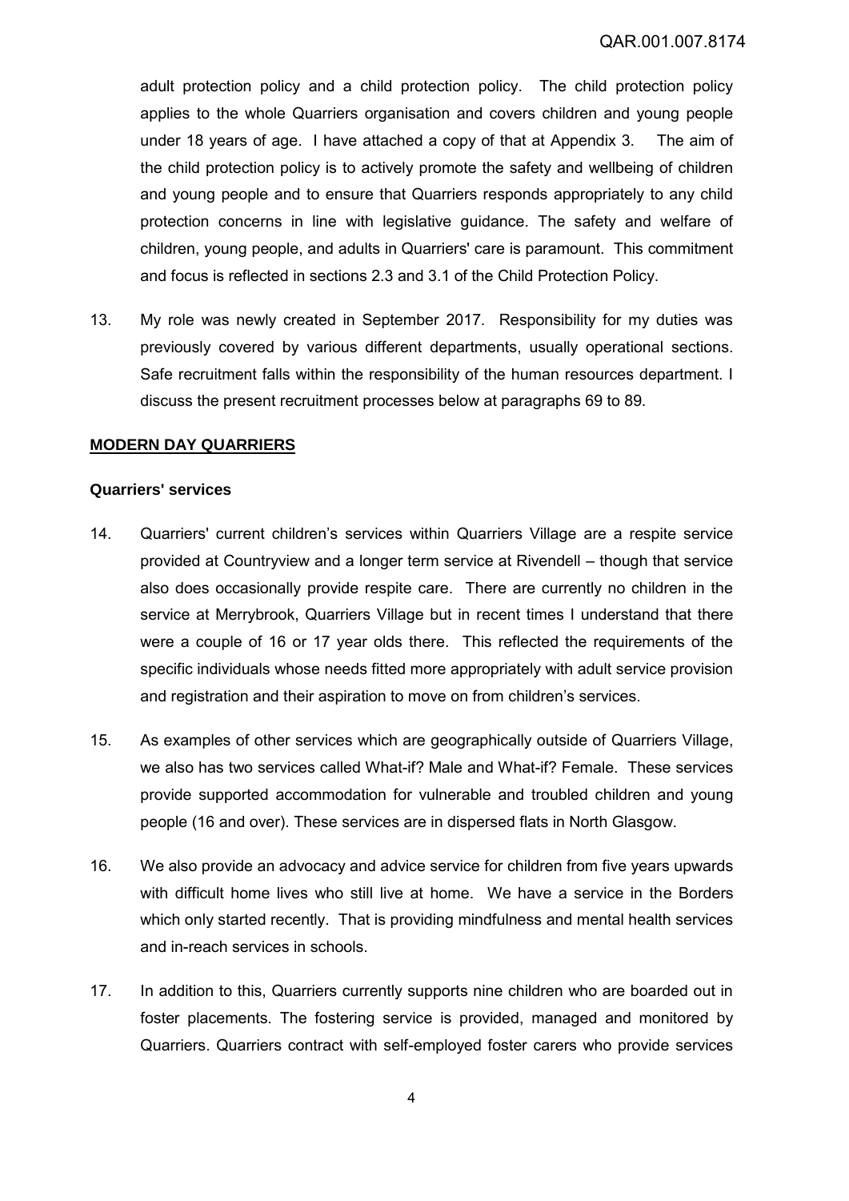adult protection policy and a child protection policy. The child protection policy applies to the whole Quarriers organisation and covers children and young people under 18 years of age. I have attached a copy of that at Appendix 3. The aim of the child protection policy is to actively promote the safety and wellbeing of children and young people and to ensure that Quarriers responds appropriately to any child protection concerns in line with legislative guidance. The safety and welfare of children, young people, and adults in Quarriers' care is paramount. This commitment and focus is reflected in sections 2.3 and 3.1 of the Child Protection Policy.

13. My role was newly created in September 2017. Responsibility for my duties was previously covered by various different departments, usually operational sections. Safe recruitment falls within the responsibility of the human resources department. I discuss the present recruitment processes below at paragraphs 69 to 89.

## MODERN DAY QUARRIERS

### Quarriers' services

14. Quarriers' current children's services within Quarriers Village are a respite service provided at Countryview and a longer term service at Rivendell – though that service also does occasionally provide respite care. There are currently no children in the service at Merrybrook, Quarriers Village but in recent times I understand that there were a couple of 16 or 17 year olds there. This reflected the requirements of the specific individuals whose needs fitted more appropriately with adult service provision and registration and their aspiration to move on from children's services.

15. As examples of other services which are geographically outside of Quarriers Village, we also has two services called What-if? Male and What-if? Female. These services provide supported accommodation for vulnerable and troubled children and young people (16 and over). These services are in dispersed flats in North Glasgow.

16. We also provide an advocacy and advice service for children from five years upwards with difficult home lives who still live at home. We have a service in the Borders which only started recently. That is providing mindfulness and mental health services and in-reach services in schools.

17. In addition to this, Quarriers currently supports nine children who are boarded out in foster placements. The fostering service is provided, managed and monitored by Quarriers. Quarriers contract with self-employed foster carers who provide services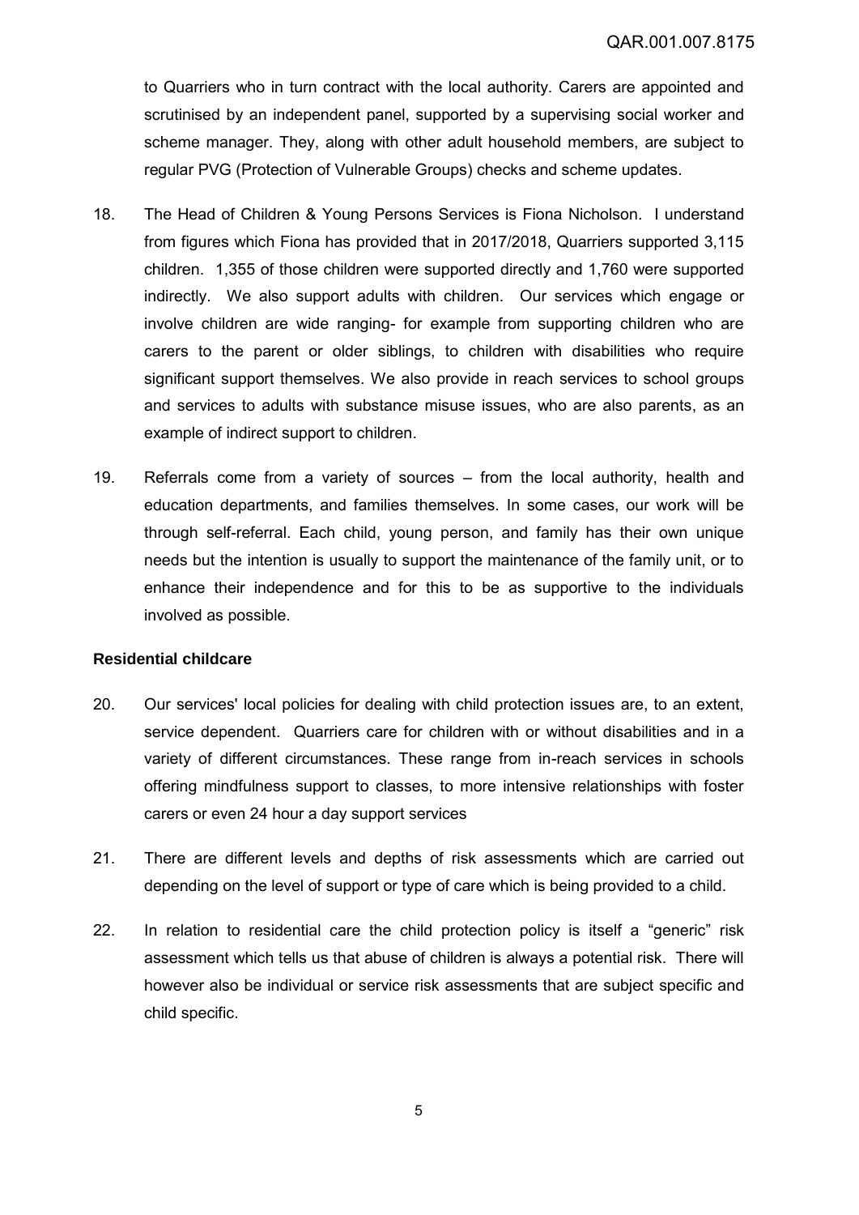to Quarriers who in turn contract with the local authority. Carers are appointed and scrutinised by an independent panel, supported by a supervising social worker and scheme manager. They, along with other adult household members, are subject to regular PVG (Protection of Vulnerable Groups) checks and scheme updates.

18. The Head of Children & Young Persons Services is Fiona Nicholson. I understand from figures which Fiona has provided that in 2017/2018, Quarriers supported 3,115 children. 1,355 of those children were supported directly and 1,760 were supported indirectly. We also support adults with children. Our services which engage or involve children are wide ranging- for example from supporting children who are carers to the parent or older siblings, to children with disabilities who require significant support themselves. We also provide in reach services to school groups and services to adults with substance misuse issues, who are also parents, as an example of indirect support to children.

19. Referrals come from a variety of sources – from the local authority, health and education departments, and families themselves. In some cases, our work will be through self-referral. Each child, young person, and family has their own unique needs but the intention is usually to support the maintenance of the family unit, or to enhance their independence and for this to be as supportive to the individuals involved as possible.

**Residential childcare**

20. Our services' local policies for dealing with child protection issues are, to an extent, service dependent. Quarriers care for children with or without disabilities and in a variety of different circumstances. These range from in-reach services in schools offering mindfulness support to classes, to more intensive relationships with foster carers or even 24 hour a day support services

21. There are different levels and depths of risk assessments which are carried out depending on the level of support or type of care which is being provided to a child.

22. In relation to residential care the child protection policy is itself a "generic" risk assessment which tells us that abuse of children is always a potential risk. There will however also be individual or service risk assessments that are subject specific and child specific.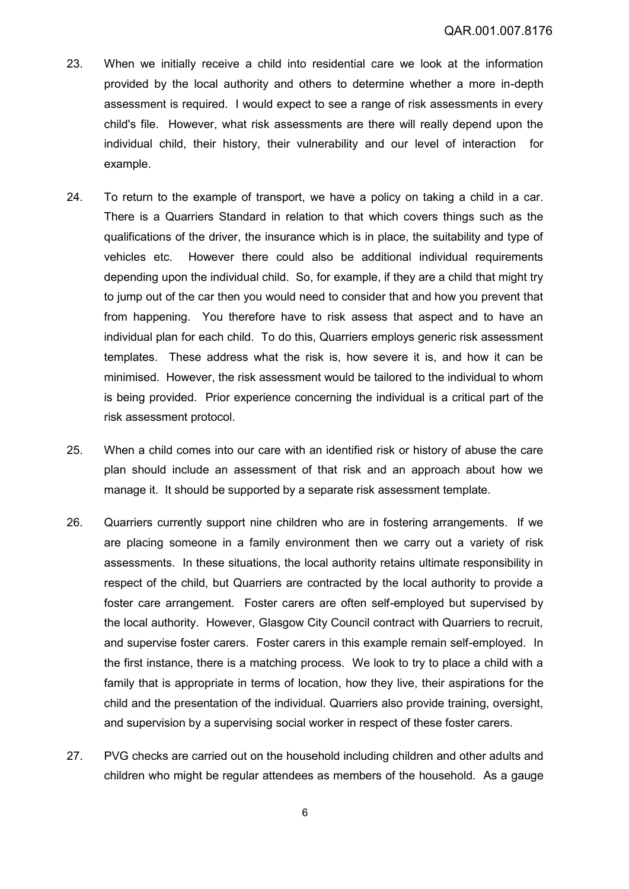23. When we initially receive a child into residential care we look at the information provided by the local authority and others to determine whether a more in-depth assessment is required. I would expect to see a range of risk assessments in every child's file. However, what risk assessments are there will really depend upon the individual child, their history, their vulnerability and our level of interaction for example.

24. To return to the example of transport, we have a policy on taking a child in a car. There is a Quarriers Standard in relation to that which covers things such as the qualifications of the driver, the insurance which is in place, the suitability and type of vehicles etc. However there could also be additional individual requirements depending upon the individual child. So, for example, if they are a child that might try to jump out of the car then you would need to consider that and how you prevent that from happening. You therefore have to risk assess that aspect and to have an individual plan for each child. To do this, Quarriers employs generic risk assessment templates. These address what the risk is, how severe it is, and how it can be minimised. However, the risk assessment would be tailored to the individual to whom is being provided. Prior experience concerning the individual is a critical part of the risk assessment protocol.

25. When a child comes into our care with an identified risk or history of abuse the care plan should include an assessment of that risk and an approach about how we manage it. It should be supported by a separate risk assessment template.

26. Quarriers currently support nine children who are in fostering arrangements. If we are placing someone in a family environment then we carry out a variety of risk assessments. In these situations, the local authority retains ultimate responsibility in respect of the child, but Quarriers are contracted by the local authority to provide a foster care arrangement. Foster carers are often self-employed but supervised by the local authority. However, Glasgow City Council contract with Quarriers to recruit, and supervise foster carers. Foster carers in this example remain self-employed. In the first instance, there is a matching process. We look to try to place a child with a family that is appropriate in terms of location, how they live, their aspirations for the child and the presentation of the individual. Quarriers also provide training, oversight, and supervision by a supervising social worker in respect of these foster carers.

27. PVG checks are carried out on the household including children and other adults and children who might be regular attendees as members of the household. As a gauge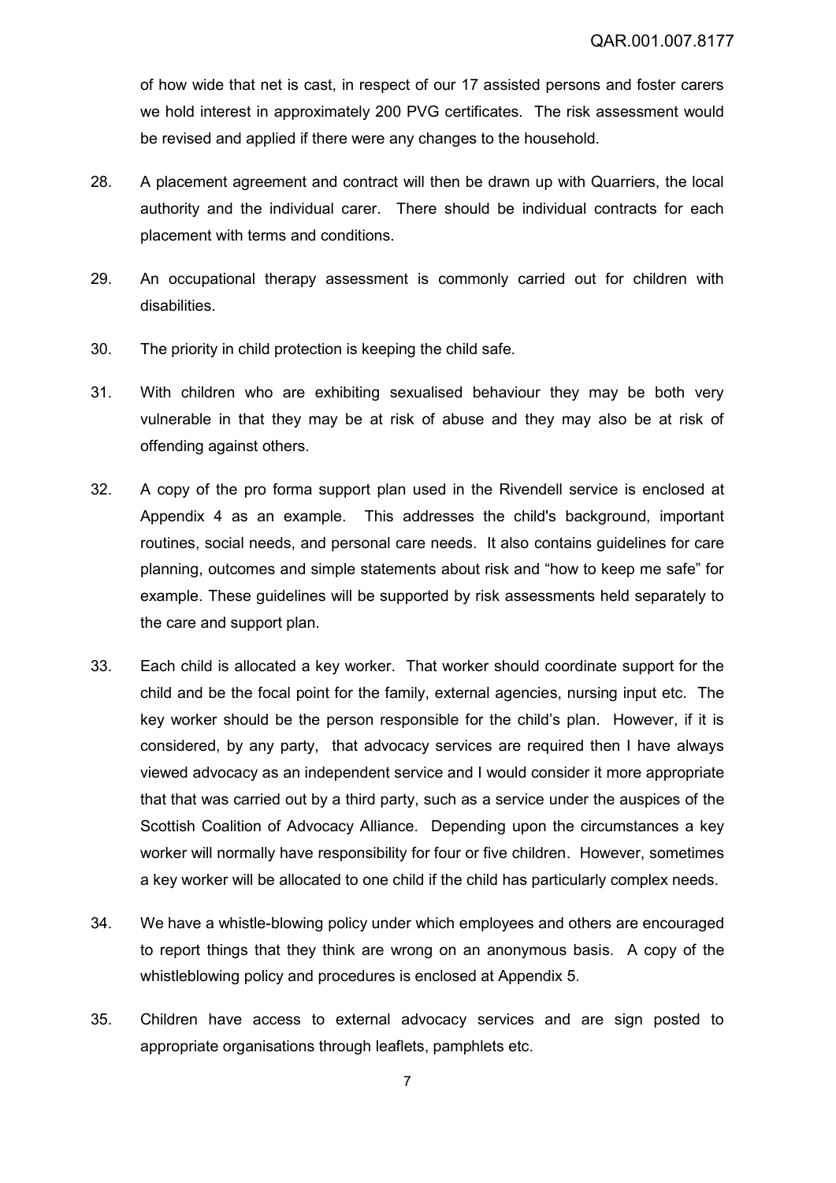of how wide that net is cast, in respect of our 17 assisted persons and foster carers we hold interest in approximately 200 PVG certificates. The risk assessment would be revised and applied if there were any changes to the household.

28. A placement agreement and contract will then be drawn up with Quarriers, the local authority and the individual carer. There should be individual contracts for each placement with terms and conditions.

29. An occupational therapy assessment is commonly carried out for children with disabilities.

30. The priority in child protection is keeping the child safe.

31. With children who are exhibiting sexualised behaviour they may be both very vulnerable in that they may be at risk of abuse and they may also be at risk of offending against others.

32. A copy of the pro forma support plan used in the Rivendell service is enclosed at Appendix 4 as an example. This addresses the child's background, important routines, social needs, and personal care needs. It also contains guidelines for care planning, outcomes and simple statements about risk and "how to keep me safe" for example. These guidelines will be supported by risk assessments held separately to the care and support plan.

33. Each child is allocated a key worker. That worker should coordinate support for the child and be the focal point for the family, external agencies, nursing input etc. The key worker should be the person responsible for the child's plan. However, if it is considered, by any party, that advocacy services are required then I have always viewed advocacy as an independent service and I would consider it more appropriate that that was carried out by a third party, such as a service under the auspices of the Scottish Coalition of Advocacy Alliance. Depending upon the circumstances a key worker will normally have responsibility for four or five children. However, sometimes a key worker will be allocated to one child if the child has particularly complex needs.

34. We have a whistle-blowing policy under which employees and others are encouraged to report things that they think are wrong on an anonymous basis. A copy of the whistleblowing policy and procedures is enclosed at Appendix 5.

35. Children have access to external advocacy services and are sign posted to appropriate organisations through leaflets, pamphlets etc.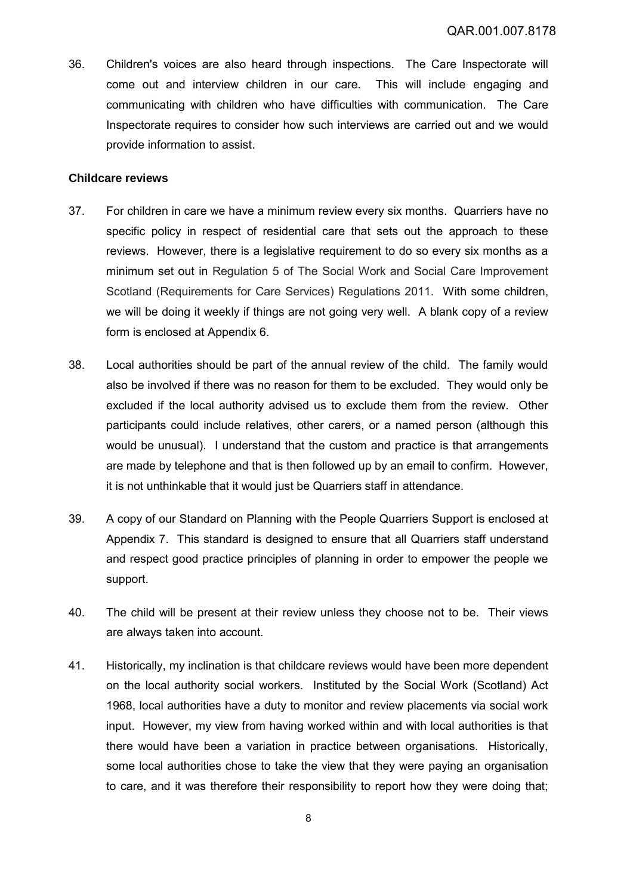36. Children's voices are also heard through inspections. The Care Inspectorate will come out and interview children in our care. This will include engaging and communicating with children who have difficulties with communication. The Care Inspectorate requires to consider how such interviews are carried out and we would provide information to assist.

**Childcare reviews**

37. For children in care we have a minimum review every six months. Quarriers have no specific policy in respect of residential care that sets out the approach to these reviews. However, there is a legislative requirement to do so every six months as a minimum set out in Regulation 5 of The Social Work and Social Care Improvement Scotland (Requirements for Care Services) Regulations 2011. With some children, we will be doing it weekly if things are not going very well. A blank copy of a review form is enclosed at Appendix 6.

38. Local authorities should be part of the annual review of the child. The family would also be involved if there was no reason for them to be excluded. They would only be excluded if the local authority advised us to exclude them from the review. Other participants could include relatives, other carers, or a named person (although this would be unusual). I understand that the custom and practice is that arrangements are made by telephone and that is then followed up by an email to confirm. However, it is not unthinkable that it would just be Quarriers staff in attendance.

39. A copy of our Standard on Planning with the People Quarriers Support is enclosed at Appendix 7. This standard is designed to ensure that all Quarriers staff understand and respect good practice principles of planning in order to empower the people we support.

40. The child will be present at their review unless they choose not to be. Their views are always taken into account.

41. Historically, my inclination is that childcare reviews would have been more dependent on the local authority social workers. Instituted by the Social Work (Scotland) Act 1968, local authorities have a duty to monitor and review placements via social work input. However, my view from having worked within and with local authorities is that there would have been a variation in practice between organisations. Historically, some local authorities chose to take the view that they were paying an organisation to care, and it was therefore their responsibility to report how they were doing that;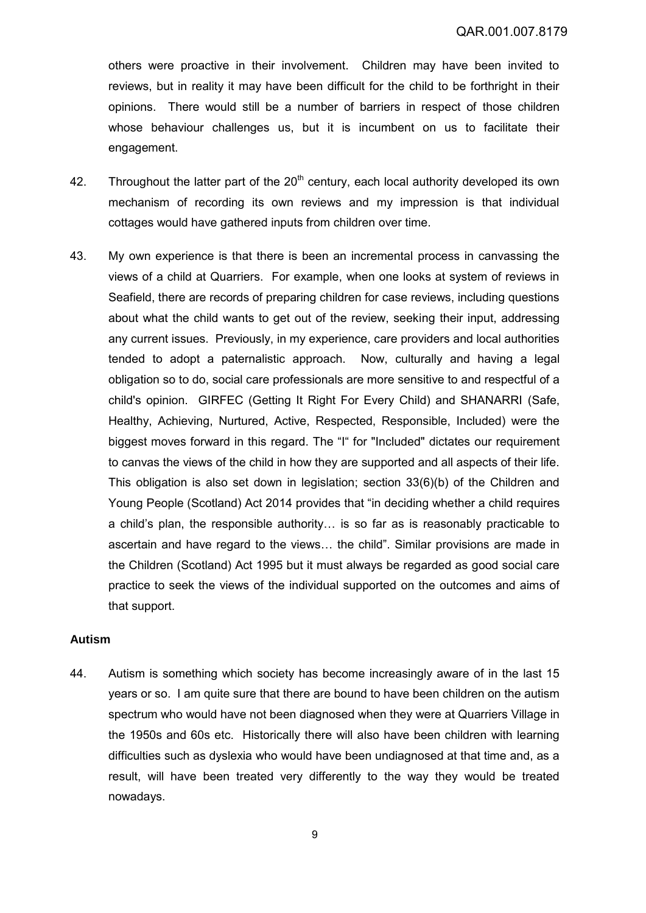others were proactive in their involvement. Children may have been invited to reviews, but in reality it may have been difficult for the child to be forthright in their opinions. There would still be a number of barriers in respect of those children whose behaviour challenges us, but it is incumbent on us to facilitate their engagement.

42. Throughout the latter part of the 20th century, each local authority developed its own mechanism of recording its own reviews and my impression is that individual cottages would have gathered inputs from children over time.

43. My own experience is that there is been an incremental process in canvassing the views of a child at Quarriers. For example, when one looks at system of reviews in Seafield, there are records of preparing children for case reviews, including questions about what the child wants to get out of the review, seeking their input, addressing any current issues. Previously, in my experience, care providers and local authorities tended to adopt a paternalistic approach. Now, culturally and having a legal obligation so to do, social care professionals are more sensitive to and respectful of a child's opinion. GIRFEC (Getting It Right For Every Child) and SHANARRI (Safe, Healthy, Achieving, Nurtured, Active, Respected, Responsible, Included) were the biggest moves forward in this regard. The "I" for "Included" dictates our requirement to canvas the views of the child in how they are supported and all aspects of their life. This obligation is also set down in legislation; section 33(6)(b) of the Children and Young People (Scotland) Act 2014 provides that "in deciding whether a child requires a child's plan, the responsible authority… is so far as is reasonably practicable to ascertain and have regard to the views… the child". Similar provisions are made in the Children (Scotland) Act 1995 but it must always be regarded as good social care practice to seek the views of the individual supported on the outcomes and aims of that support.

## Autism

44. Autism is something which society has become increasingly aware of in the last 15 years or so. I am quite sure that there are bound to have been children on the autism spectrum who would have not been diagnosed when they were at Quarriers Village in the 1950s and 60s etc. Historically there will also have been children with learning difficulties such as dyslexia who would have been undiagnosed at that time and, as a result, will have been treated very differently to the way they would be treated nowadays.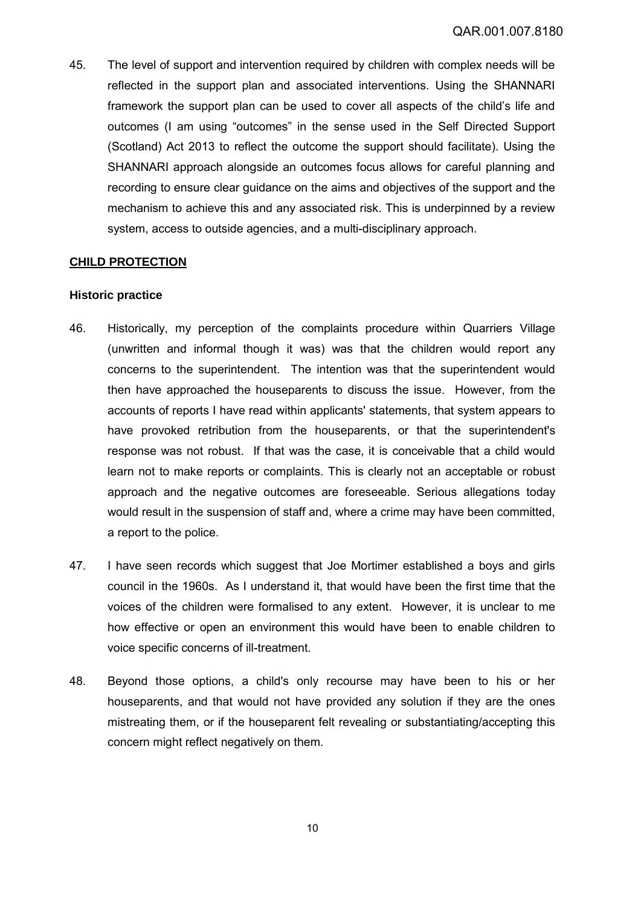45. The level of support and intervention required by children with complex needs will be reflected in the support plan and associated interventions. Using the SHANNARI framework the support plan can be used to cover all aspects of the child's life and outcomes (I am using "outcomes" in the sense used in the Self Directed Support (Scotland) Act 2013 to reflect the outcome the support should facilitate). Using the SHANNARI approach alongside an outcomes focus allows for careful planning and recording to ensure clear guidance on the aims and objectives of the support and the mechanism to achieve this and any associated risk. This is underpinned by a review system, access to outside agencies, and a multi-disciplinary approach.

## CHILD PROTECTION

### Historic practice

46. Historically, my perception of the complaints procedure within Quarriers Village (unwritten and informal though it was) was that the children would report any concerns to the superintendent. The intention was that the superintendent would then have approached the houseparents to discuss the issue. However, from the accounts of reports I have read within applicants' statements, that system appears to have provoked retribution from the houseparents, or that the superintendent's response was not robust. If that was the case, it is conceivable that a child would learn not to make reports or complaints. This is clearly not an acceptable or robust approach and the negative outcomes are foreseeable. Serious allegations today would result in the suspension of staff and, where a crime may have been committed, a report to the police.

47. I have seen records which suggest that Joe Mortimer established a boys and girls council in the 1960s. As I understand it, that would have been the first time that the voices of the children were formalised to any extent. However, it is unclear to me how effective or open an environment this would have been to enable children to voice specific concerns of ill-treatment.

48. Beyond those options, a child's only recourse may have been to his or her houseparents, and that would not have provided any solution if they are the ones mistreating them, or if the houseparent felt revealing or substantiating/accepting this concern might reflect negatively on them.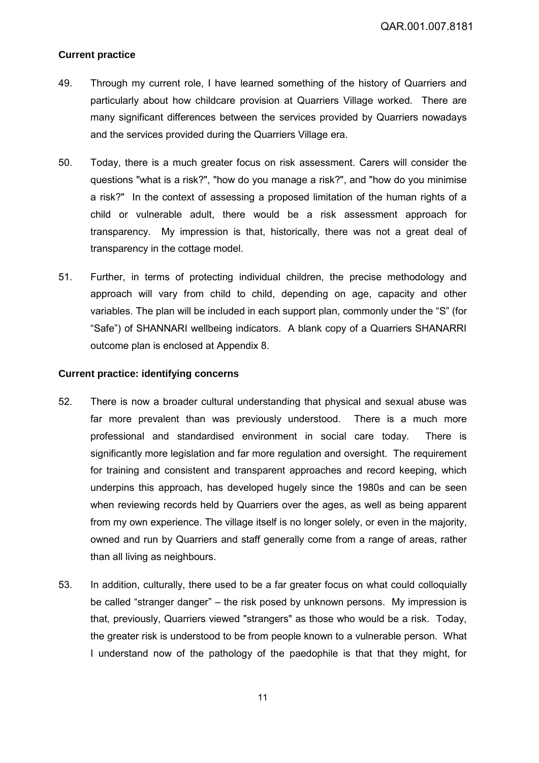### Current practice

49. Through my current role, I have learned something of the history of Quarriers and particularly about how childcare provision at Quarriers Village worked. There are many significant differences between the services provided by Quarriers nowadays and the services provided during the Quarriers Village era.

50. Today, there is a much greater focus on risk assessment. Carers will consider the questions "what is a risk?", "how do you manage a risk?", and "how do you minimise a risk?" In the context of assessing a proposed limitation of the human rights of a child or vulnerable adult, there would be a risk assessment approach for transparency. My impression is that, historically, there was not a great deal of transparency in the cottage model.

51. Further, in terms of protecting individual children, the precise methodology and approach will vary from child to child, depending on age, capacity and other variables. The plan will be included in each support plan, commonly under the "S" (for "Safe") of SHANNARI wellbeing indicators. A blank copy of a Quarriers SHANARRI outcome plan is enclosed at Appendix 8.

### Current practice: identifying concerns

52. There is now a broader cultural understanding that physical and sexual abuse was far more prevalent than was previously understood. There is a much more professional and standardised environment in social care today. There is significantly more legislation and far more regulation and oversight. The requirement for training and consistent and transparent approaches and record keeping, which underpins this approach, has developed hugely since the 1980s and can be seen when reviewing records held by Quarriers over the ages, as well as being apparent from my own experience. The village itself is no longer solely, or even in the majority, owned and run by Quarriers and staff generally come from a range of areas, rather than all living as neighbours.

53. In addition, culturally, there used to be a far greater focus on what could colloquially be called "stranger danger" – the risk posed by unknown persons. My impression is that, previously, Quarriers viewed "strangers" as those who would be a risk. Today, the greater risk is understood to be from people known to a vulnerable person. What I understand now of the pathology of the paedophile is that that they might, for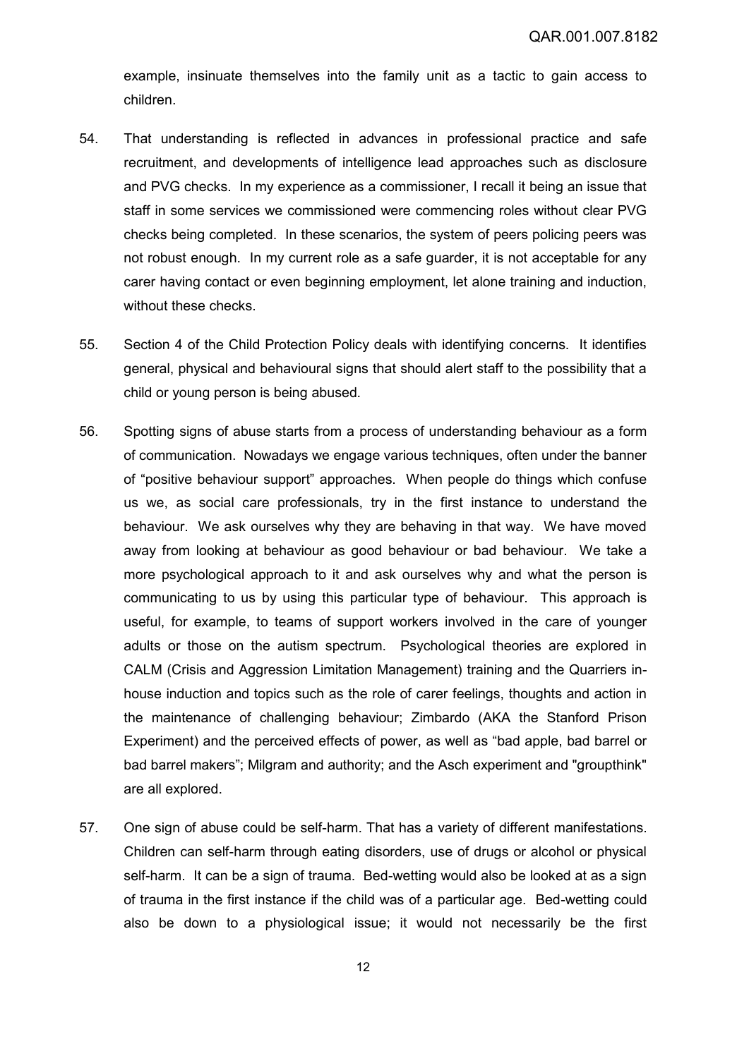example, insinuate themselves into the family unit as a tactic to gain access to children.

54. That understanding is reflected in advances in professional practice and safe recruitment, and developments of intelligence lead approaches such as disclosure and PVG checks. In my experience as a commissioner, I recall it being an issue that staff in some services we commissioned were commencing roles without clear PVG checks being completed. In these scenarios, the system of peers policing peers was not robust enough. In my current role as a safe guarder, it is not acceptable for any carer having contact or even beginning employment, let alone training and induction, without these checks.

55. Section 4 of the Child Protection Policy deals with identifying concerns. It identifies general, physical and behavioural signs that should alert staff to the possibility that a child or young person is being abused.

56. Spotting signs of abuse starts from a process of understanding behaviour as a form of communication. Nowadays we engage various techniques, often under the banner of "positive behaviour support" approaches. When people do things which confuse us we, as social care professionals, try in the first instance to understand the behaviour. We ask ourselves why they are behaving in that way. We have moved away from looking at behaviour as good behaviour or bad behaviour. We take a more psychological approach to it and ask ourselves why and what the person is communicating to us by using this particular type of behaviour. This approach is useful, for example, to teams of support workers involved in the care of younger adults or those on the autism spectrum. Psychological theories are explored in CALM (Crisis and Aggression Limitation Management) training and the Quarriers in-house induction and topics such as the role of carer feelings, thoughts and action in the maintenance of challenging behaviour; Zimbardo (AKA the Stanford Prison Experiment) and the perceived effects of power, as well as "bad apple, bad barrel or bad barrel makers"; Milgram and authority; and the Asch experiment and "groupthink" are all explored.

57. One sign of abuse could be self-harm. That has a variety of different manifestations. Children can self-harm through eating disorders, use of drugs or alcohol or physical self-harm. It can be a sign of trauma. Bed-wetting would also be looked at as a sign of trauma in the first instance if the child was of a particular age. Bed-wetting could also be down to a physiological issue; it would not necessarily be the first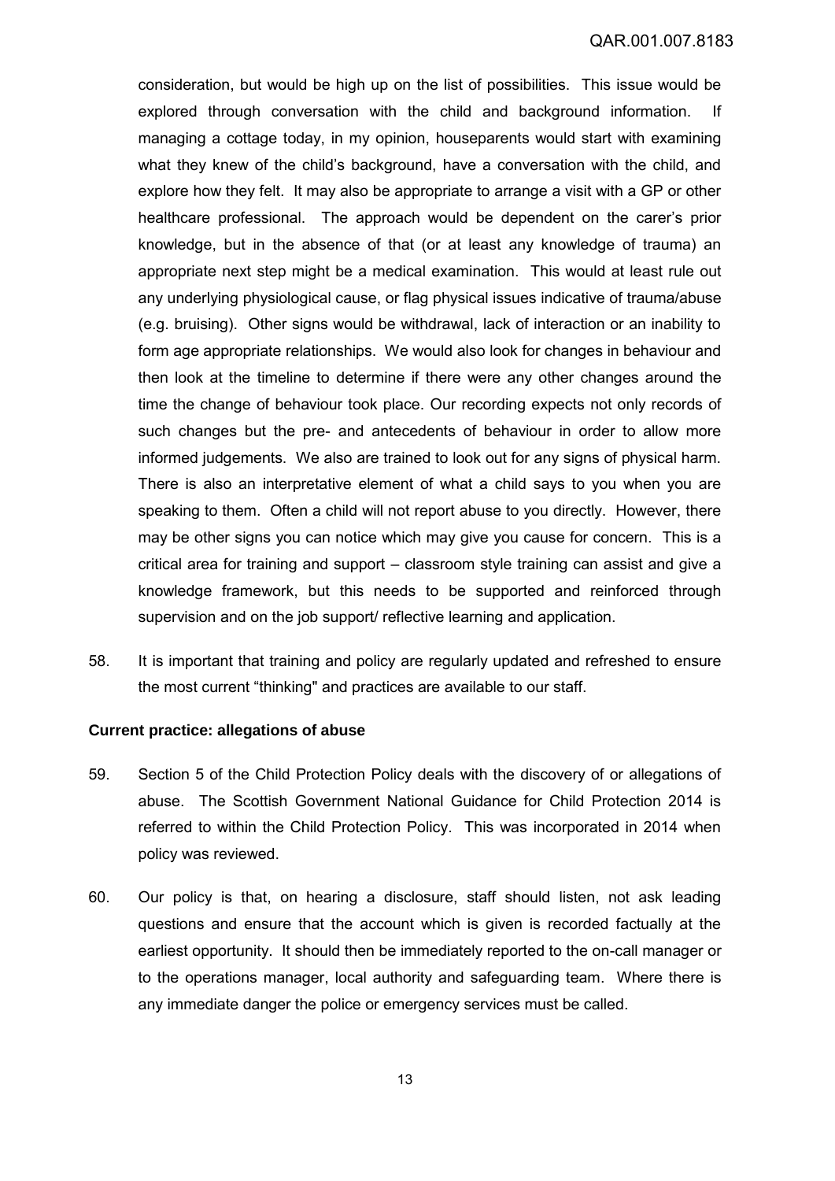consideration, but would be high up on the list of possibilities. This issue would be explored through conversation with the child and background information. If managing a cottage today, in my opinion, houseparents would start with examining what they knew of the child's background, have a conversation with the child, and explore how they felt. It may also be appropriate to arrange a visit with a GP or other healthcare professional. The approach would be dependent on the carer's prior knowledge, but in the absence of that (or at least any knowledge of trauma) an appropriate next step might be a medical examination. This would at least rule out any underlying physiological cause, or flag physical issues indicative of trauma/abuse (e.g. bruising). Other signs would be withdrawal, lack of interaction or an inability to form age appropriate relationships. We would also look for changes in behaviour and then look at the timeline to determine if there were any other changes around the time the change of behaviour took place. Our recording expects not only records of such changes but the pre- and antecedents of behaviour in order to allow more informed judgements. We also are trained to look out for any signs of physical harm. There is also an interpretative element of what a child says to you when you are speaking to them. Often a child will not report abuse to you directly. However, there may be other signs you can notice which may give you cause for concern. This is a critical area for training and support – classroom style training can assist and give a knowledge framework, but this needs to be supported and reinforced through supervision and on the job support/ reflective learning and application.

58. It is important that training and policy are regularly updated and refreshed to ensure the most current "thinking" and practices are available to our staff.

**Current practice: allegations of abuse**

59. Section 5 of the Child Protection Policy deals with the discovery of or allegations of abuse. The Scottish Government National Guidance for Child Protection 2014 is referred to within the Child Protection Policy. This was incorporated in 2014 when policy was reviewed.

60. Our policy is that, on hearing a disclosure, staff should listen, not ask leading questions and ensure that the account which is given is recorded factually at the earliest opportunity. It should then be immediately reported to the on-call manager or to the operations manager, local authority and safeguarding team. Where there is any immediate danger the police or emergency services must be called.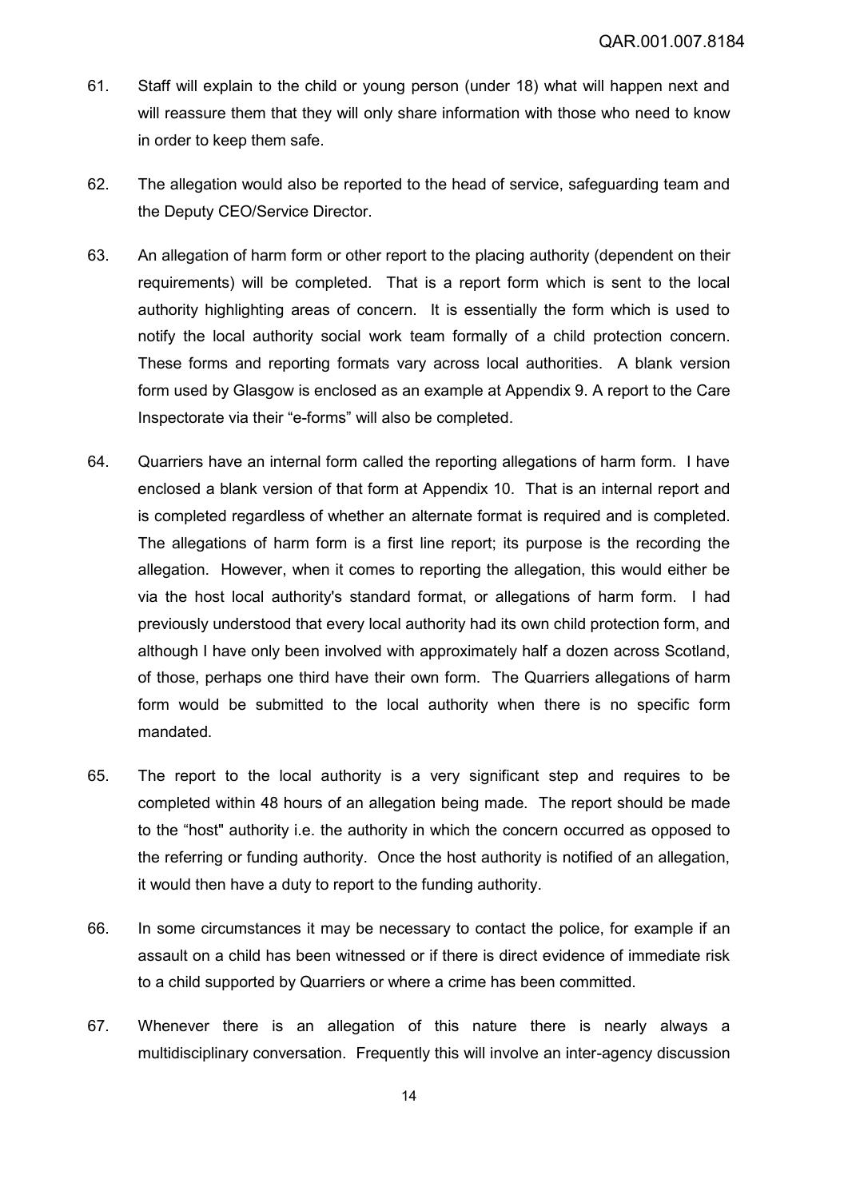61. Staff will explain to the child or young person (under 18) what will happen next and will reassure them that they will only share information with those who need to know in order to keep them safe.

62. The allegation would also be reported to the head of service, safeguarding team and the Deputy CEO/Service Director.

63. An allegation of harm form or other report to the placing authority (dependent on their requirements) will be completed. That is a report form which is sent to the local authority highlighting areas of concern. It is essentially the form which is used to notify the local authority social work team formally of a child protection concern. These forms and reporting formats vary across local authorities. A blank version form used by Glasgow is enclosed as an example at Appendix 9. A report to the Care Inspectorate via their "e-forms" will also be completed.

64. Quarriers have an internal form called the reporting allegations of harm form. I have enclosed a blank version of that form at Appendix 10. That is an internal report and is completed regardless of whether an alternate format is required and is completed. The allegations of harm form is a first line report; its purpose is the recording the allegation. However, when it comes to reporting the allegation, this would either be via the host local authority's standard format, or allegations of harm form. I had previously understood that every local authority had its own child protection form, and although I have only been involved with approximately half a dozen across Scotland, of those, perhaps one third have their own form. The Quarriers allegations of harm form would be submitted to the local authority when there is no specific form mandated.

65. The report to the local authority is a very significant step and requires to be completed within 48 hours of an allegation being made. The report should be made to the "host" authority i.e. the authority in which the concern occurred as opposed to the referring or funding authority. Once the host authority is notified of an allegation, it would then have a duty to report to the funding authority.

66. In some circumstances it may be necessary to contact the police, for example if an assault on a child has been witnessed or if there is direct evidence of immediate risk to a child supported by Quarriers or where a crime has been committed.

67. Whenever there is an allegation of this nature there is nearly always a multidisciplinary conversation. Frequently this will involve an inter-agency discussion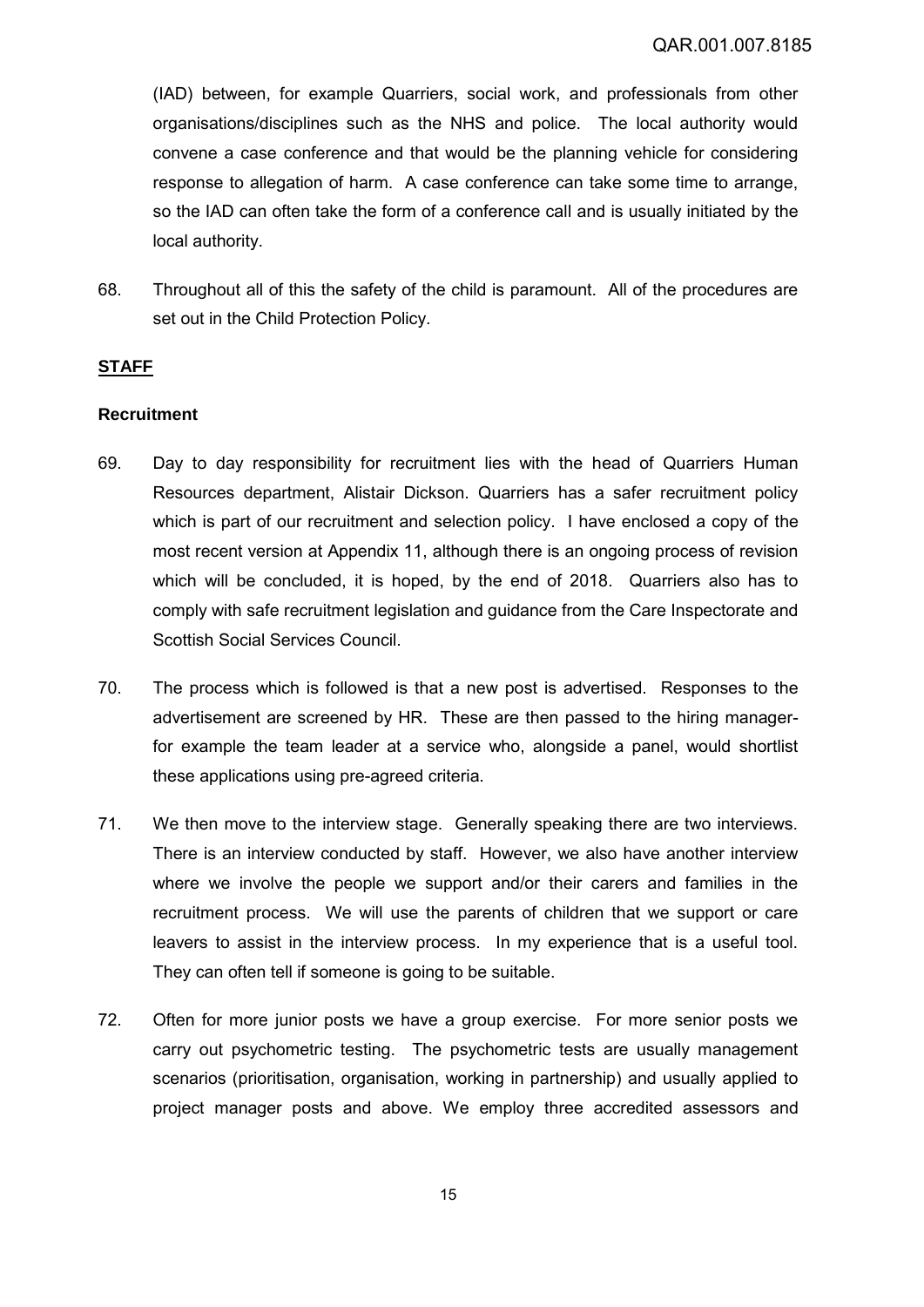(IAD) between, for example Quarriers, social work, and professionals from other organisations/disciplines such as the NHS and police. The local authority would convene a case conference and that would be the planning vehicle for considering response to allegation of harm. A case conference can take some time to arrange, so the IAD can often take the form of a conference call and is usually initiated by the local authority.

68. Throughout all of this the safety of the child is paramount. All of the procedures are set out in the Child Protection Policy.

## STAFF

### Recruitment

69. Day to day responsibility for recruitment lies with the head of Quarriers Human Resources department, Alistair Dickson. Quarriers has a safer recruitment policy which is part of our recruitment and selection policy. I have enclosed a copy of the most recent version at Appendix 11, although there is an ongoing process of revision which will be concluded, it is hoped, by the end of 2018. Quarriers also has to comply with safe recruitment legislation and guidance from the Care Inspectorate and Scottish Social Services Council.

70. The process which is followed is that a new post is advertised. Responses to the advertisement are screened by HR. These are then passed to the hiring manager- for example the team leader at a service who, alongside a panel, would shortlist these applications using pre-agreed criteria.

71. We then move to the interview stage. Generally speaking there are two interviews. There is an interview conducted by staff. However, we also have another interview where we involve the people we support and/or their carers and families in the recruitment process. We will use the parents of children that we support or care leavers to assist in the interview process. In my experience that is a useful tool. They can often tell if someone is going to be suitable.

72. Often for more junior posts we have a group exercise. For more senior posts we carry out psychometric testing. The psychometric tests are usually management scenarios (prioritisation, organisation, working in partnership) and usually applied to project manager posts and above. We employ three accredited assessors and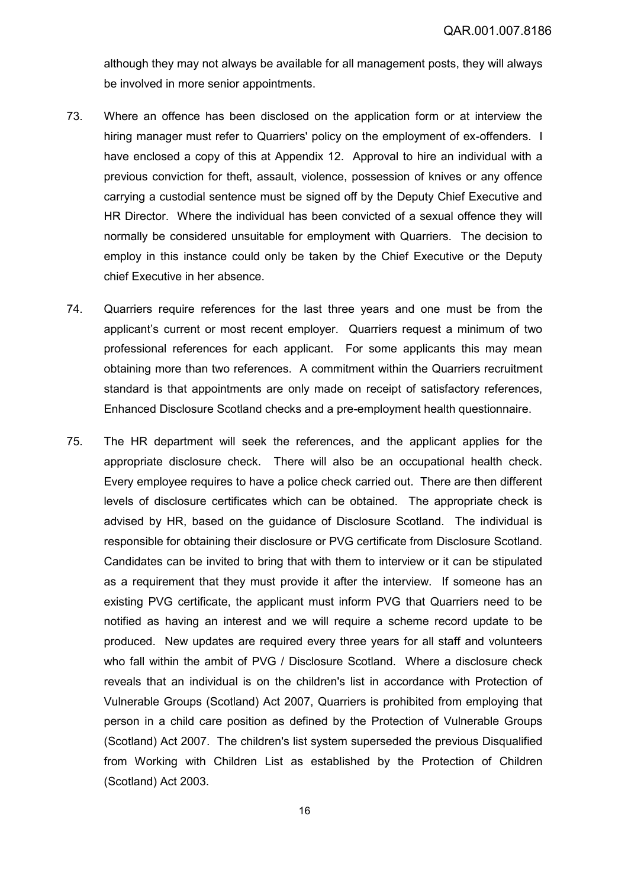although they may not always be available for all management posts, they will always be involved in more senior appointments.

73. Where an offence has been disclosed on the application form or at interview the hiring manager must refer to Quarriers' policy on the employment of ex-offenders. I have enclosed a copy of this at Appendix 12. Approval to hire an individual with a previous conviction for theft, assault, violence, possession of knives or any offence carrying a custodial sentence must be signed off by the Deputy Chief Executive and HR Director. Where the individual has been convicted of a sexual offence they will normally be considered unsuitable for employment with Quarriers. The decision to employ in this instance could only be taken by the Chief Executive or the Deputy chief Executive in her absence.

74. Quarriers require references for the last three years and one must be from the applicant's current or most recent employer. Quarriers request a minimum of two professional references for each applicant. For some applicants this may mean obtaining more than two references. A commitment within the Quarriers recruitment standard is that appointments are only made on receipt of satisfactory references, Enhanced Disclosure Scotland checks and a pre-employment health questionnaire.

75. The HR department will seek the references, and the applicant applies for the appropriate disclosure check. There will also be an occupational health check. Every employee requires to have a police check carried out. There are then different levels of disclosure certificates which can be obtained. The appropriate check is advised by HR, based on the guidance of Disclosure Scotland. The individual is responsible for obtaining their disclosure or PVG certificate from Disclosure Scotland. Candidates can be invited to bring that with them to interview or it can be stipulated as a requirement that they must provide it after the interview. If someone has an existing PVG certificate, the applicant must inform PVG that Quarriers need to be notified as having an interest and we will require a scheme record update to be produced. New updates are required every three years for all staff and volunteers who fall within the ambit of PVG / Disclosure Scotland. Where a disclosure check reveals that an individual is on the children's list in accordance with Protection of Vulnerable Groups (Scotland) Act 2007, Quarriers is prohibited from employing that person in a child care position as defined by the Protection of Vulnerable Groups (Scotland) Act 2007. The children's list system superseded the previous Disqualified from Working with Children List as established by the Protection of Children (Scotland) Act 2003.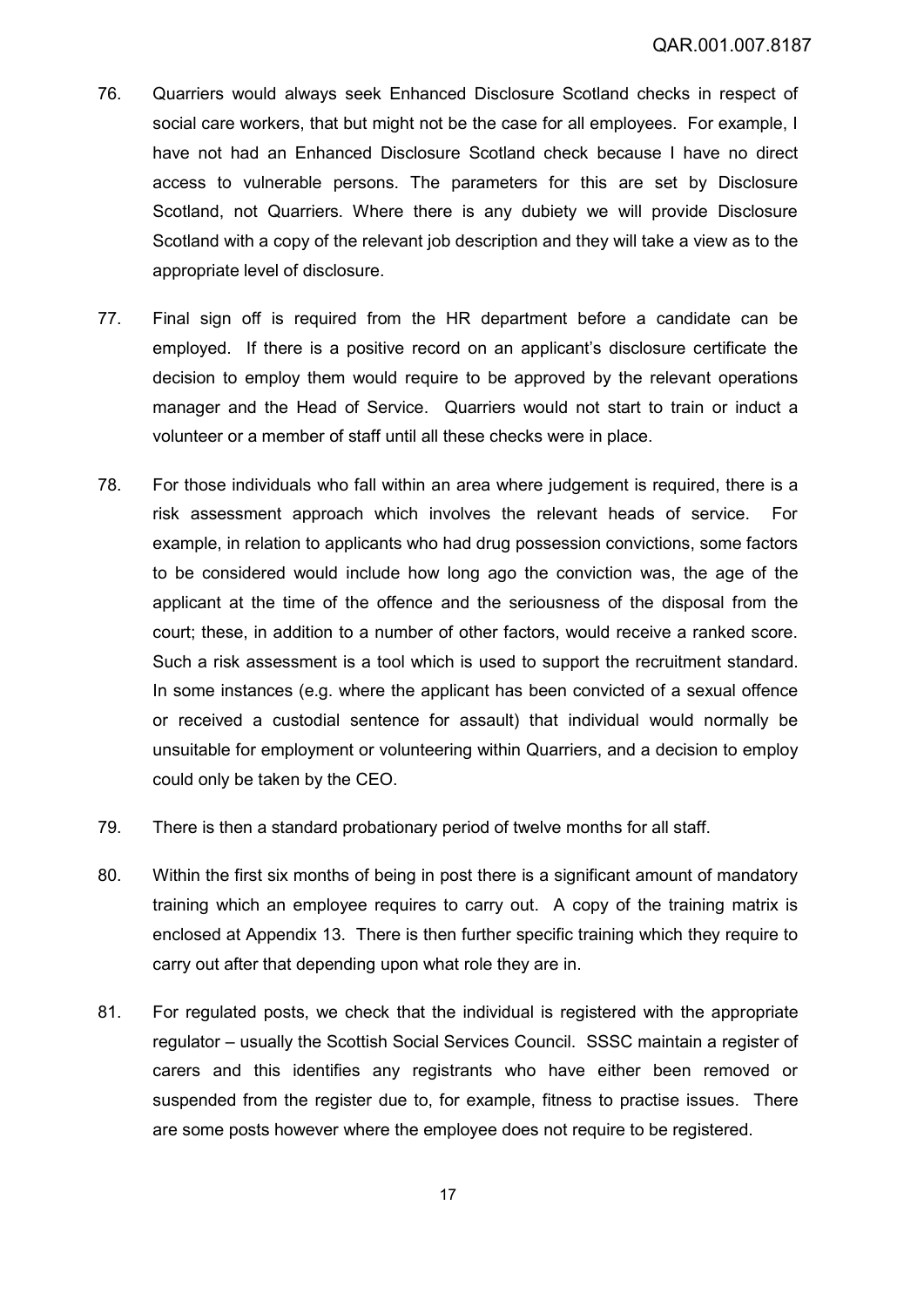76. Quarriers would always seek Enhanced Disclosure Scotland checks in respect of social care workers, that but might not be the case for all employees. For example, I have not had an Enhanced Disclosure Scotland check because I have no direct access to vulnerable persons. The parameters for this are set by Disclosure Scotland, not Quarriers. Where there is any dubiety we will provide Disclosure Scotland with a copy of the relevant job description and they will take a view as to the appropriate level of disclosure.

77. Final sign off is required from the HR department before a candidate can be employed. If there is a positive record on an applicant's disclosure certificate the decision to employ them would require to be approved by the relevant operations manager and the Head of Service. Quarriers would not start to train or induct a volunteer or a member of staff until all these checks were in place.

78. For those individuals who fall within an area where judgement is required, there is a risk assessment approach which involves the relevant heads of service. For example, in relation to applicants who had drug possession convictions, some factors to be considered would include how long ago the conviction was, the age of the applicant at the time of the offence and the seriousness of the disposal from the court; these, in addition to a number of other factors, would receive a ranked score. Such a risk assessment is a tool which is used to support the recruitment standard. In some instances (e.g. where the applicant has been convicted of a sexual offence or received a custodial sentence for assault) that individual would normally be unsuitable for employment or volunteering within Quarriers, and a decision to employ could only be taken by the CEO.

79. There is then a standard probationary period of twelve months for all staff.

80. Within the first six months of being in post there is a significant amount of mandatory training which an employee requires to carry out. A copy of the training matrix is enclosed at Appendix 13. There is then further specific training which they require to carry out after that depending upon what role they are in.

81. For regulated posts, we check that the individual is registered with the appropriate regulator – usually the Scottish Social Services Council. SSSC maintain a register of carers and this identifies any registrants who have either been removed or suspended from the register due to, for example, fitness to practise issues. There are some posts however where the employee does not require to be registered.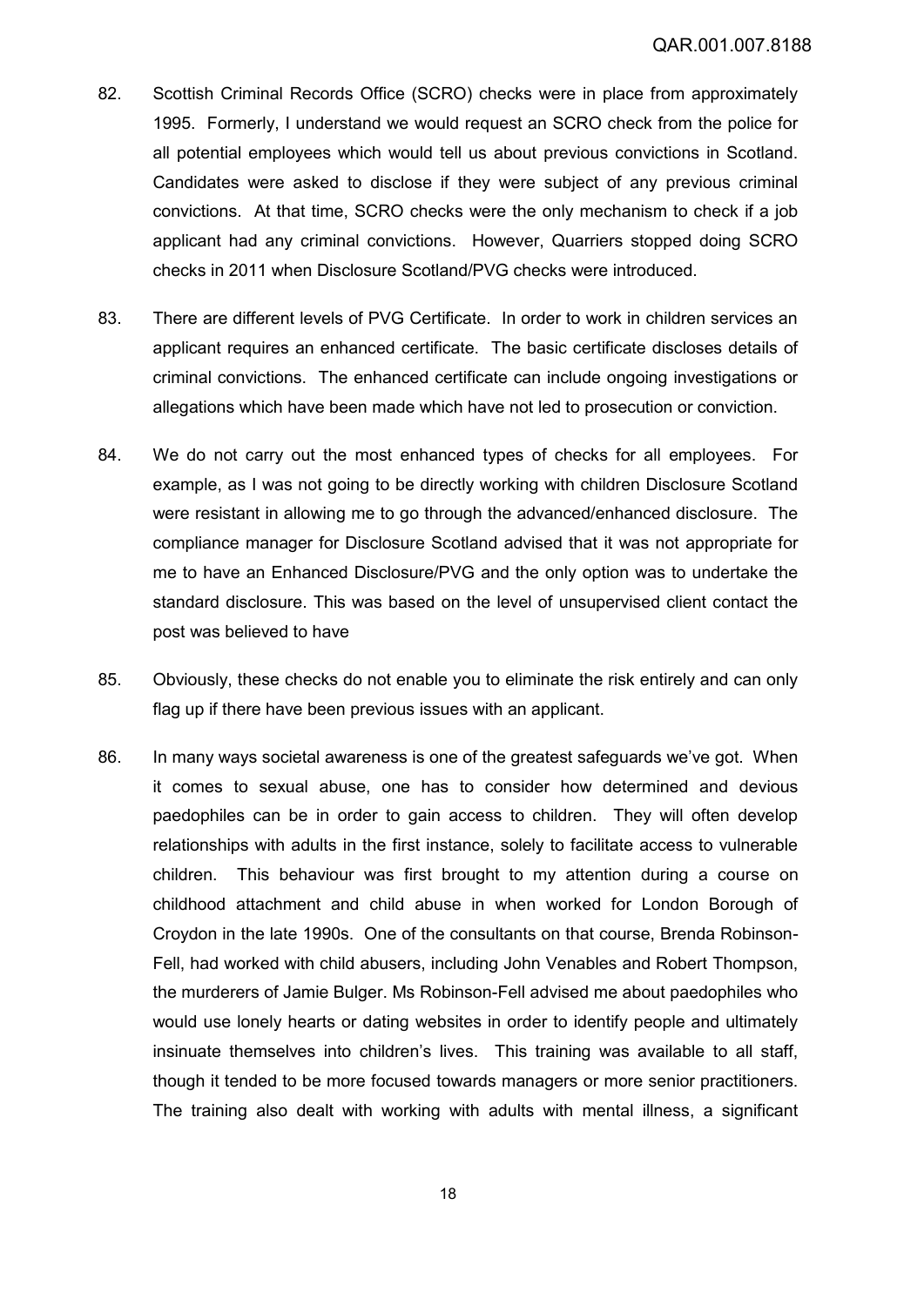82. Scottish Criminal Records Office (SCRO) checks were in place from approximately 1995. Formerly, I understand we would request an SCRO check from the police for all potential employees which would tell us about previous convictions in Scotland. Candidates were asked to disclose if they were subject of any previous criminal convictions. At that time, SCRO checks were the only mechanism to check if a job applicant had any criminal convictions. However, Quarriers stopped doing SCRO checks in 2011 when Disclosure Scotland/PVG checks were introduced.

83. There are different levels of PVG Certificate. In order to work in children services an applicant requires an enhanced certificate. The basic certificate discloses details of criminal convictions. The enhanced certificate can include ongoing investigations or allegations which have been made which have not led to prosecution or conviction.

84. We do not carry out the most enhanced types of checks for all employees. For example, as I was not going to be directly working with children Disclosure Scotland were resistant in allowing me to go through the advanced/enhanced disclosure. The compliance manager for Disclosure Scotland advised that it was not appropriate for me to have an Enhanced Disclosure/PVG and the only option was to undertake the standard disclosure. This was based on the level of unsupervised client contact the post was believed to have

85. Obviously, these checks do not enable you to eliminate the risk entirely and can only flag up if there have been previous issues with an applicant.

86. In many ways societal awareness is one of the greatest safeguards we've got. When it comes to sexual abuse, one has to consider how determined and devious paedophiles can be in order to gain access to children. They will often develop relationships with adults in the first instance, solely to facilitate access to vulnerable children. This behaviour was first brought to my attention during a course on childhood attachment and child abuse in when worked for London Borough of Croydon in the late 1990s. One of the consultants on that course, Brenda Robinson-Fell, had worked with child abusers, including John Venables and Robert Thompson, the murderers of Jamie Bulger. Ms Robinson-Fell advised me about paedophiles who would use lonely hearts or dating websites in order to identify people and ultimately insinuate themselves into children's lives. This training was available to all staff, though it tended to be more focused towards managers or more senior practitioners. The training also dealt with working with adults with mental illness, a significant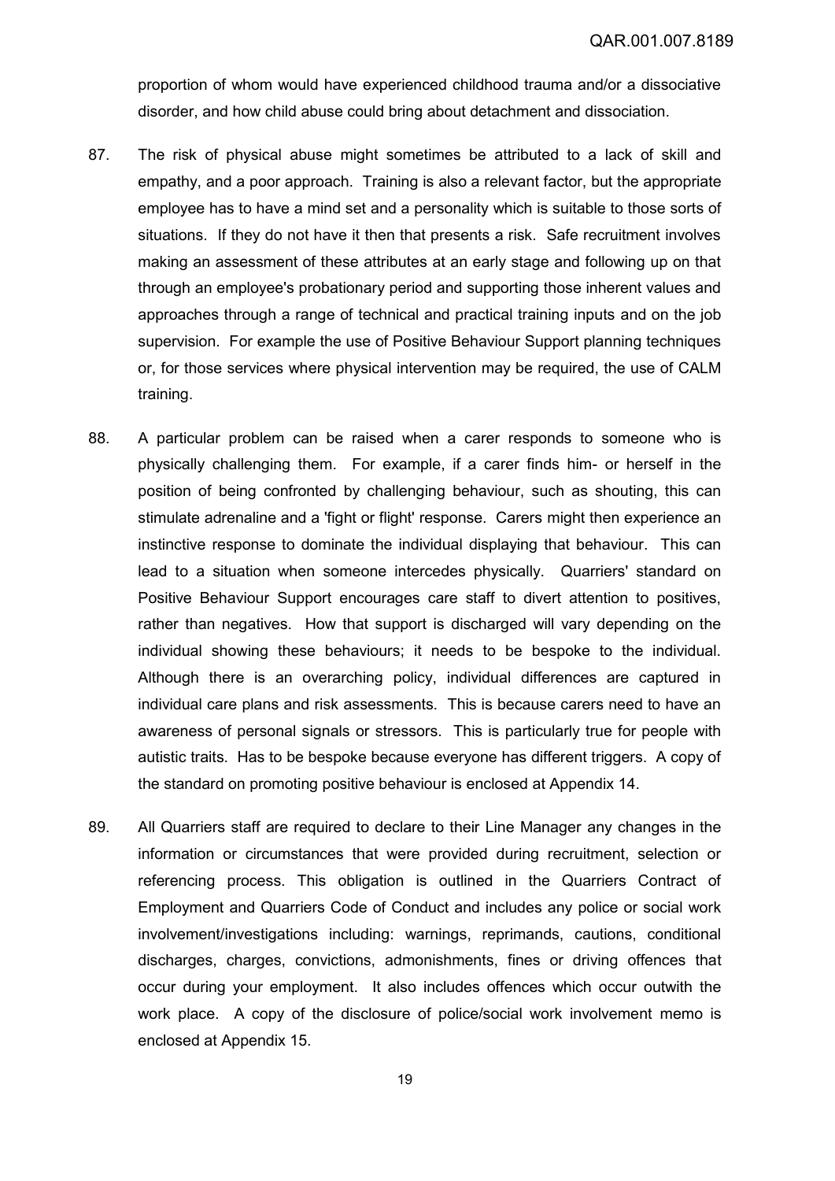proportion of whom would have experienced childhood trauma and/or a dissociative disorder, and how child abuse could bring about detachment and dissociation.

87. The risk of physical abuse might sometimes be attributed to a lack of skill and empathy, and a poor approach. Training is also a relevant factor, but the appropriate employee has to have a mind set and a personality which is suitable to those sorts of situations. If they do not have it then that presents a risk. Safe recruitment involves making an assessment of these attributes at an early stage and following up on that through an employee's probationary period and supporting those inherent values and approaches through a range of technical and practical training inputs and on the job supervision. For example the use of Positive Behaviour Support planning techniques or, for those services where physical intervention may be required, the use of CALM training.

88. A particular problem can be raised when a carer responds to someone who is physically challenging them. For example, if a carer finds him- or herself in the position of being confronted by challenging behaviour, such as shouting, this can stimulate adrenaline and a 'fight or flight' response. Carers might then experience an instinctive response to dominate the individual displaying that behaviour. This can lead to a situation when someone intercedes physically. Quarriers' standard on Positive Behaviour Support encourages care staff to divert attention to positives, rather than negatives. How that support is discharged will vary depending on the individual showing these behaviours; it needs to be bespoke to the individual. Although there is an overarching policy, individual differences are captured in individual care plans and risk assessments. This is because carers need to have an awareness of personal signals or stressors. This is particularly true for people with autistic traits. Has to be bespoke because everyone has different triggers. A copy of the standard on promoting positive behaviour is enclosed at Appendix 14.

89. All Quarriers staff are required to declare to their Line Manager any changes in the information or circumstances that were provided during recruitment, selection or referencing process. This obligation is outlined in the Quarriers Contract of Employment and Quarriers Code of Conduct and includes any police or social work involvement/investigations including: warnings, reprimands, cautions, conditional discharges, charges, convictions, admonishments, fines or driving offences that occur during your employment. It also includes offences which occur outwith the work place. A copy of the disclosure of police/social work involvement memo is enclosed at Appendix 15.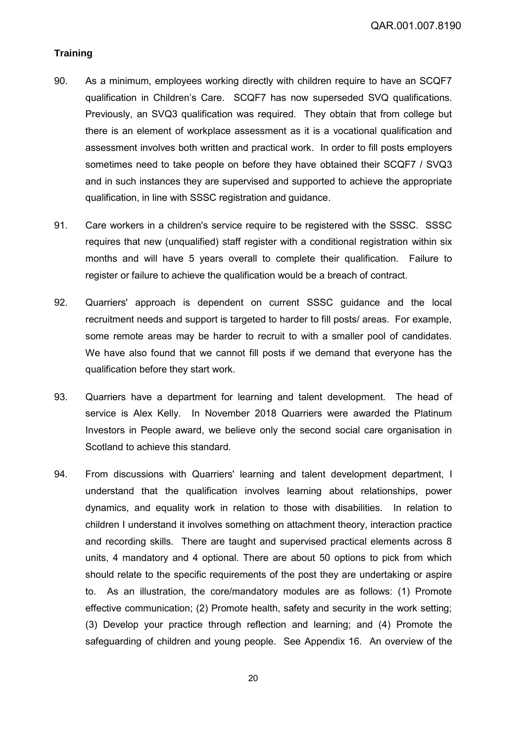## Training

90. As a minimum, employees working directly with children require to have an SCQF7 qualification in Children's Care. SCQF7 has now superseded SVQ qualifications. Previously, an SVQ3 qualification was required. They obtain that from college but there is an element of workplace assessment as it is a vocational qualification and assessment involves both written and practical work. In order to fill posts employers sometimes need to take people on before they have obtained their SCQF7 / SVQ3 and in such instances they are supervised and supported to achieve the appropriate qualification, in line with SSSC registration and guidance.

91. Care workers in a children's service require to be registered with the SSSC. SSSC requires that new (unqualified) staff register with a conditional registration within six months and will have 5 years overall to complete their qualification. Failure to register or failure to achieve the qualification would be a breach of contract.

92. Quarriers' approach is dependent on current SSSC guidance and the local recruitment needs and support is targeted to harder to fill posts/ areas. For example, some remote areas may be harder to recruit to with a smaller pool of candidates. We have also found that we cannot fill posts if we demand that everyone has the qualification before they start work.

93. Quarriers have a department for learning and talent development. The head of service is Alex Kelly. In November 2018 Quarriers were awarded the Platinum Investors in People award, we believe only the second social care organisation in Scotland to achieve this standard.

94. From discussions with Quarriers' learning and talent development department, I understand that the qualification involves learning about relationships, power dynamics, and equality work in relation to those with disabilities. In relation to children I understand it involves something on attachment theory, interaction practice and recording skills. There are taught and supervised practical elements across 8 units, 4 mandatory and 4 optional. There are about 50 options to pick from which should relate to the specific requirements of the post they are undertaking or aspire to. As an illustration, the core/mandatory modules are as follows: (1) Promote effective communication; (2) Promote health, safety and security in the work setting; (3) Develop your practice through reflection and learning; and (4) Promote the safeguarding of children and young people. See Appendix 16. An overview of the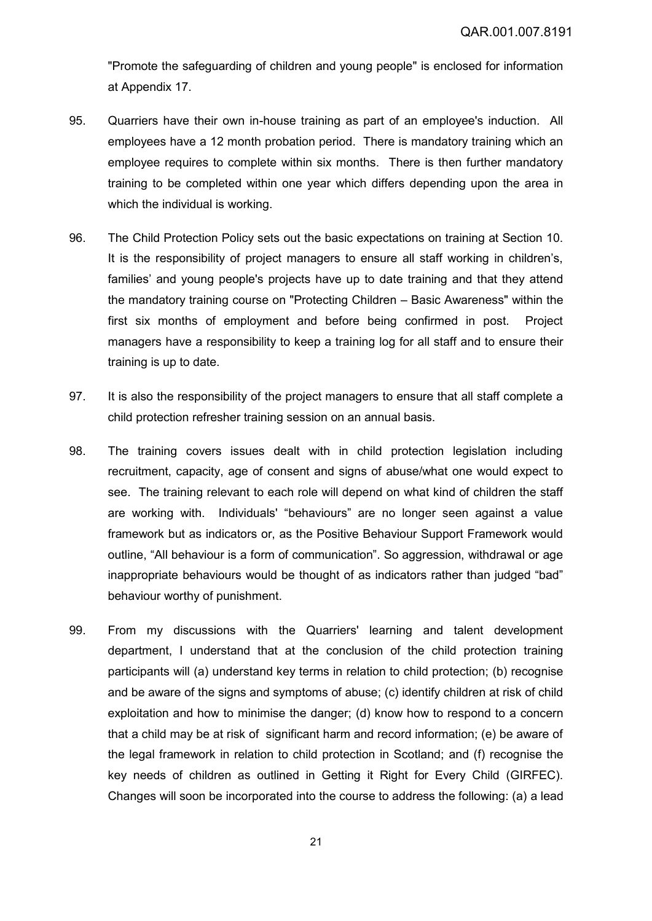"Promote the safeguarding of children and young people" is enclosed for information at Appendix 17.

95. Quarriers have their own in-house training as part of an employee's induction. All employees have a 12 month probation period. There is mandatory training which an employee requires to complete within six months. There is then further mandatory training to be completed within one year which differs depending upon the area in which the individual is working.

96. The Child Protection Policy sets out the basic expectations on training at Section 10. It is the responsibility of project managers to ensure all staff working in children's, families' and young people's projects have up to date training and that they attend the mandatory training course on "Protecting Children – Basic Awareness" within the first six months of employment and before being confirmed in post. Project managers have a responsibility to keep a training log for all staff and to ensure their training is up to date.

97. It is also the responsibility of the project managers to ensure that all staff complete a child protection refresher training session on an annual basis.

98. The training covers issues dealt with in child protection legislation including recruitment, capacity, age of consent and signs of abuse/what one would expect to see. The training relevant to each role will depend on what kind of children the staff are working with. Individuals' "behaviours" are no longer seen against a value framework but as indicators or, as the Positive Behaviour Support Framework would outline, "All behaviour is a form of communication". So aggression, withdrawal or age inappropriate behaviours would be thought of as indicators rather than judged "bad" behaviour worthy of punishment.

99. From my discussions with the Quarriers' learning and talent development department, I understand that at the conclusion of the child protection training participants will (a) understand key terms in relation to child protection; (b) recognise and be aware of the signs and symptoms of abuse; (c) identify children at risk of child exploitation and how to minimise the danger; (d) know how to respond to a concern that a child may be at risk of significant harm and record information; (e) be aware of the legal framework in relation to child protection in Scotland; and (f) recognise the key needs of children as outlined in Getting it Right for Every Child (GIRFEC). Changes will soon be incorporated into the course to address the following: (a) a lead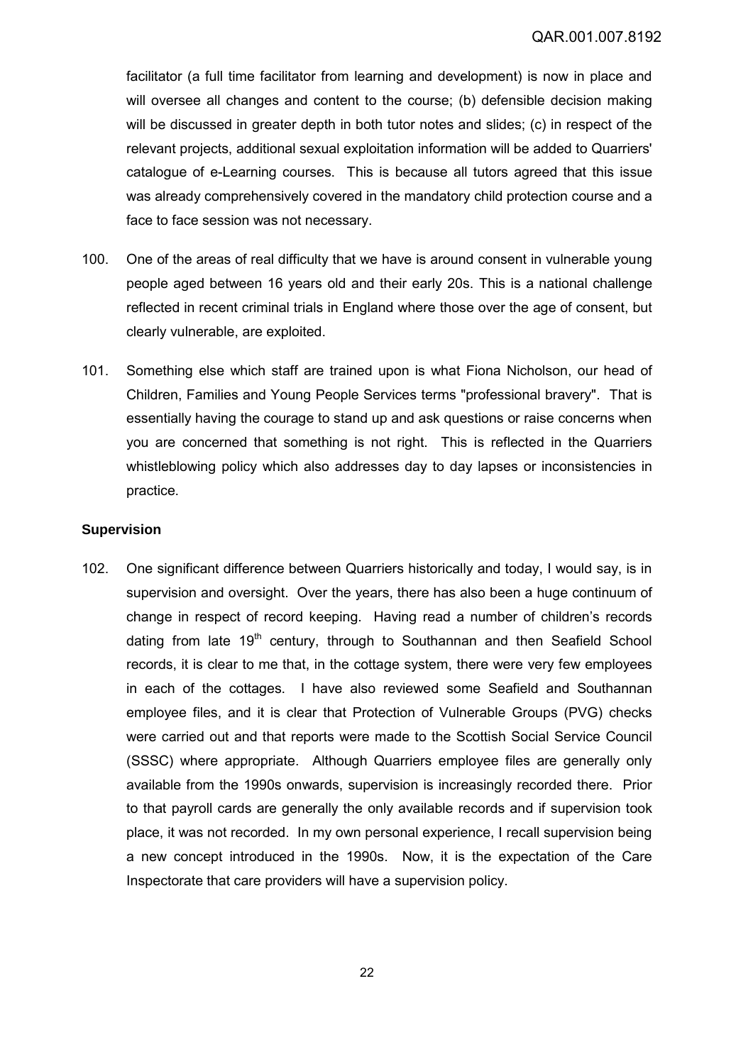facilitator (a full time facilitator from learning and development) is now in place and will oversee all changes and content to the course; (b) defensible decision making will be discussed in greater depth in both tutor notes and slides; (c) in respect of the relevant projects, additional sexual exploitation information will be added to Quarriers' catalogue of e-Learning courses. This is because all tutors agreed that this issue was already comprehensively covered in the mandatory child protection course and a face to face session was not necessary.

100. One of the areas of real difficulty that we have is around consent in vulnerable young people aged between 16 years old and their early 20s. This is a national challenge reflected in recent criminal trials in England where those over the age of consent, but clearly vulnerable, are exploited.

101. Something else which staff are trained upon is what Fiona Nicholson, our head of Children, Families and Young People Services terms "professional bravery". That is essentially having the courage to stand up and ask questions or raise concerns when you are concerned that something is not right. This is reflected in the Quarriers whistleblowing policy which also addresses day to day lapses or inconsistencies in practice.

### Supervision

102. One significant difference between Quarriers historically and today, I would say, is in supervision and oversight. Over the years, there has also been a huge continuum of change in respect of record keeping. Having read a number of children's records dating from late 19th century, through to Southannan and then Seafield School records, it is clear to me that, in the cottage system, there were very few employees in each of the cottages. I have also reviewed some Seafield and Southannan employee files, and it is clear that Protection of Vulnerable Groups (PVG) checks were carried out and that reports were made to the Scottish Social Service Council (SSSC) where appropriate. Although Quarriers employee files are generally only available from the 1990s onwards, supervision is increasingly recorded there. Prior to that payroll cards are generally the only available records and if supervision took place, it was not recorded. In my own personal experience, I recall supervision being a new concept introduced in the 1990s. Now, it is the expectation of the Care Inspectorate that care providers will have a supervision policy.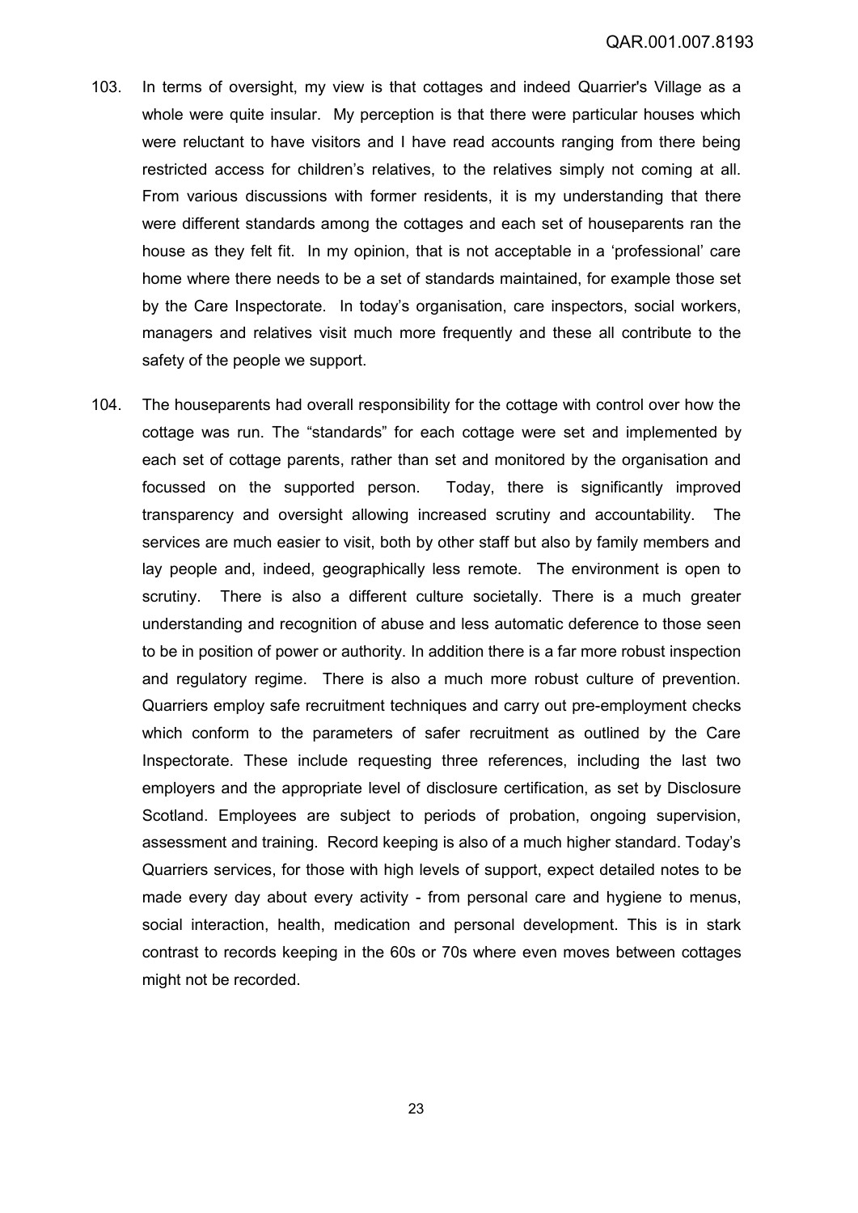103. In terms of oversight, my view is that cottages and indeed Quarrier's Village as a whole were quite insular. My perception is that there were particular houses which were reluctant to have visitors and I have read accounts ranging from there being restricted access for children's relatives, to the relatives simply not coming at all. From various discussions with former residents, it is my understanding that there were different standards among the cottages and each set of houseparents ran the house as they felt fit. In my opinion, that is not acceptable in a 'professional' care home where there needs to be a set of standards maintained, for example those set by the Care Inspectorate. In today's organisation, care inspectors, social workers, managers and relatives visit much more frequently and these all contribute to the safety of the people we support.

104. The houseparents had overall responsibility for the cottage with control over how the cottage was run. The "standards" for each cottage were set and implemented by each set of cottage parents, rather than set and monitored by the organisation and focussed on the supported person. Today, there is significantly improved transparency and oversight allowing increased scrutiny and accountability. The services are much easier to visit, both by other staff but also by family members and lay people and, indeed, geographically less remote. The environment is open to scrutiny. There is also a different culture societally. There is a much greater understanding and recognition of abuse and less automatic deference to those seen to be in position of power or authority. In addition there is a far more robust inspection and regulatory regime. There is also a much more robust culture of prevention. Quarriers employ safe recruitment techniques and carry out pre-employment checks which conform to the parameters of safer recruitment as outlined by the Care Inspectorate. These include requesting three references, including the last two employers and the appropriate level of disclosure certification, as set by Disclosure Scotland. Employees are subject to periods of probation, ongoing supervision, assessment and training. Record keeping is also of a much higher standard. Today's Quarriers services, for those with high levels of support, expect detailed notes to be made every day about every activity - from personal care and hygiene to menus, social interaction, health, medication and personal development. This is in stark contrast to records keeping in the 60s or 70s where even moves between cottages might not be recorded.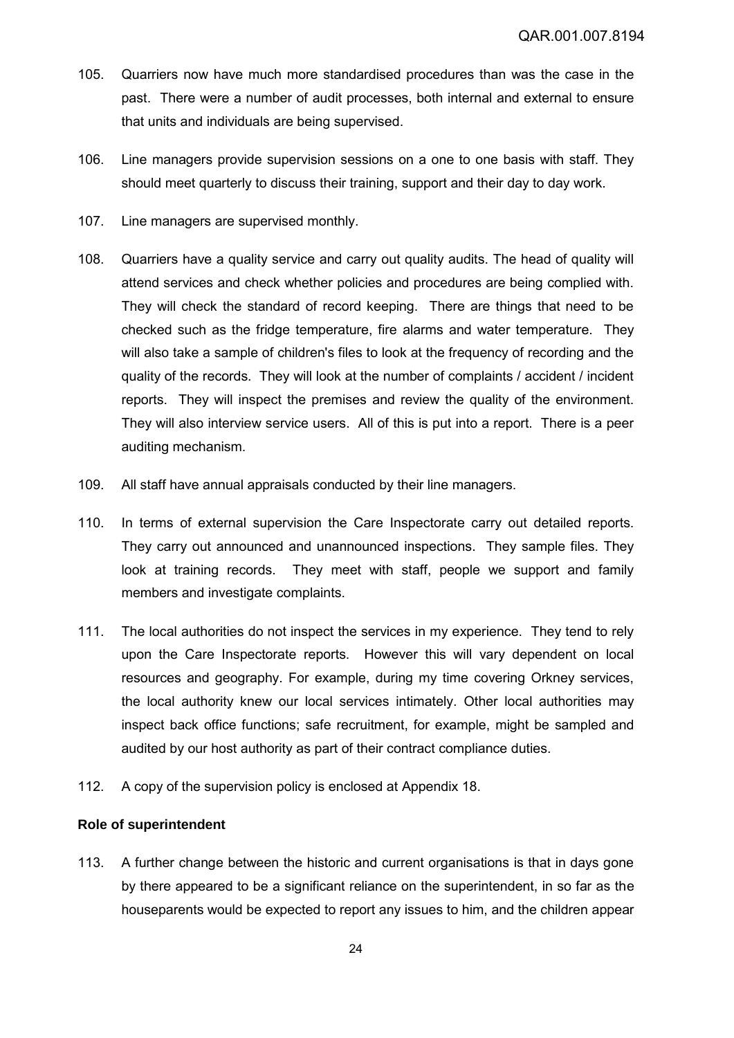105. Quarriers now have much more standardised procedures than was the case in the past. There were a number of audit processes, both internal and external to ensure that units and individuals are being supervised.

106. Line managers provide supervision sessions on a one to one basis with staff. They should meet quarterly to discuss their training, support and their day to day work.

107. Line managers are supervised monthly.

108. Quarriers have a quality service and carry out quality audits. The head of quality will attend services and check whether policies and procedures are being complied with. They will check the standard of record keeping. There are things that need to be checked such as the fridge temperature, fire alarms and water temperature. They will also take a sample of children's files to look at the frequency of recording and the quality of the records. They will look at the number of complaints / accident / incident reports. They will inspect the premises and review the quality of the environment. They will also interview service users. All of this is put into a report. There is a peer auditing mechanism.

109. All staff have annual appraisals conducted by their line managers.

110. In terms of external supervision the Care Inspectorate carry out detailed reports. They carry out announced and unannounced inspections. They sample files. They look at training records. They meet with staff, people we support and family members and investigate complaints.

111. The local authorities do not inspect the services in my experience. They tend to rely upon the Care Inspectorate reports. However this will vary dependent on local resources and geography. For example, during my time covering Orkney services, the local authority knew our local services intimately. Other local authorities may inspect back office functions; safe recruitment, for example, might be sampled and audited by our host authority as part of their contract compliance duties.

112. A copy of the supervision policy is enclosed at Appendix 18.

**Role of superintendent**

113. A further change between the historic and current organisations is that in days gone by there appeared to be a significant reliance on the superintendent, in so far as the houseparents would be expected to report any issues to him, and the children appear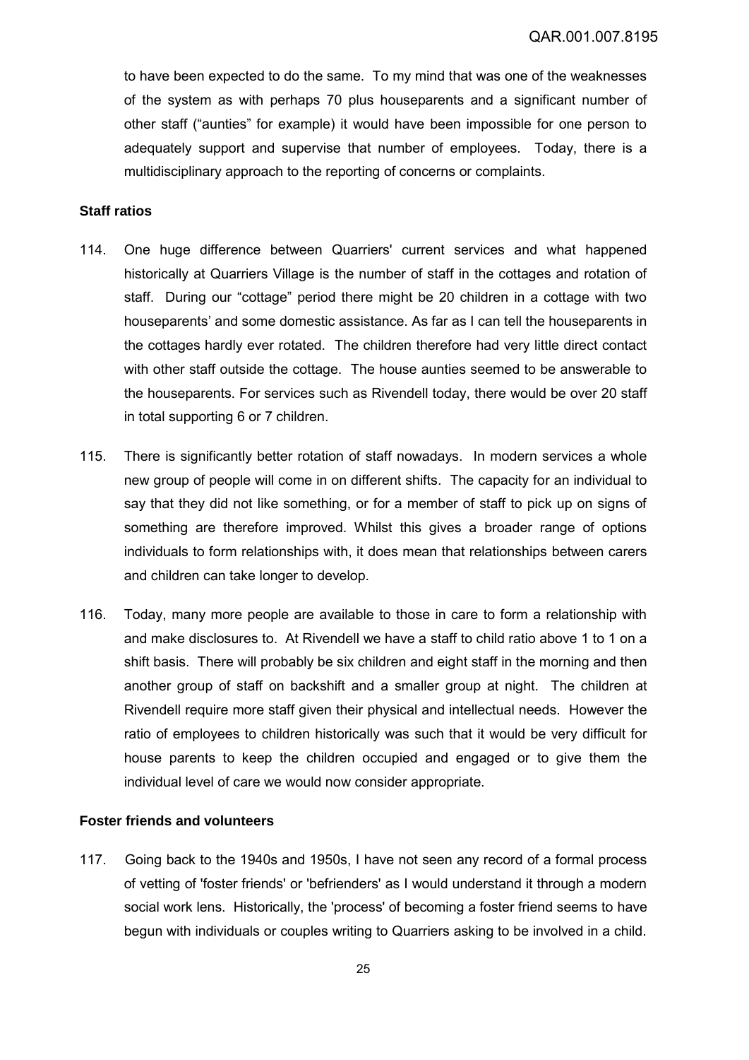to have been expected to do the same. To my mind that was one of the weaknesses of the system as with perhaps 70 plus houseparents and a significant number of other staff ("aunties" for example) it would have been impossible for one person to adequately support and supervise that number of employees. Today, there is a multidisciplinary approach to the reporting of concerns or complaints.

**Staff ratios**

114. One huge difference between Quarriers' current services and what happened historically at Quarriers Village is the number of staff in the cottages and rotation of staff. During our "cottage" period there might be 20 children in a cottage with two houseparents' and some domestic assistance. As far as I can tell the houseparents in the cottages hardly ever rotated. The children therefore had very little direct contact with other staff outside the cottage. The house aunties seemed to be answerable to the houseparents. For services such as Rivendell today, there would be over 20 staff in total supporting 6 or 7 children.

115. There is significantly better rotation of staff nowadays. In modern services a whole new group of people will come in on different shifts. The capacity for an individual to say that they did not like something, or for a member of staff to pick up on signs of something are therefore improved. Whilst this gives a broader range of options individuals to form relationships with, it does mean that relationships between carers and children can take longer to develop.

116. Today, many more people are available to those in care to form a relationship with and make disclosures to. At Rivendell we have a staff to child ratio above 1 to 1 on a shift basis. There will probably be six children and eight staff in the morning and then another group of staff on backshift and a smaller group at night. The children at Rivendell require more staff given their physical and intellectual needs. However the ratio of employees to children historically was such that it would be very difficult for house parents to keep the children occupied and engaged or to give them the individual level of care we would now consider appropriate.

**Foster friends and volunteers**

117. Going back to the 1940s and 1950s, I have not seen any record of a formal process of vetting of 'foster friends' or 'befrienders' as I would understand it through a modern social work lens. Historically, the 'process' of becoming a foster friend seems to have begun with individuals or couples writing to Quarriers asking to be involved in a child.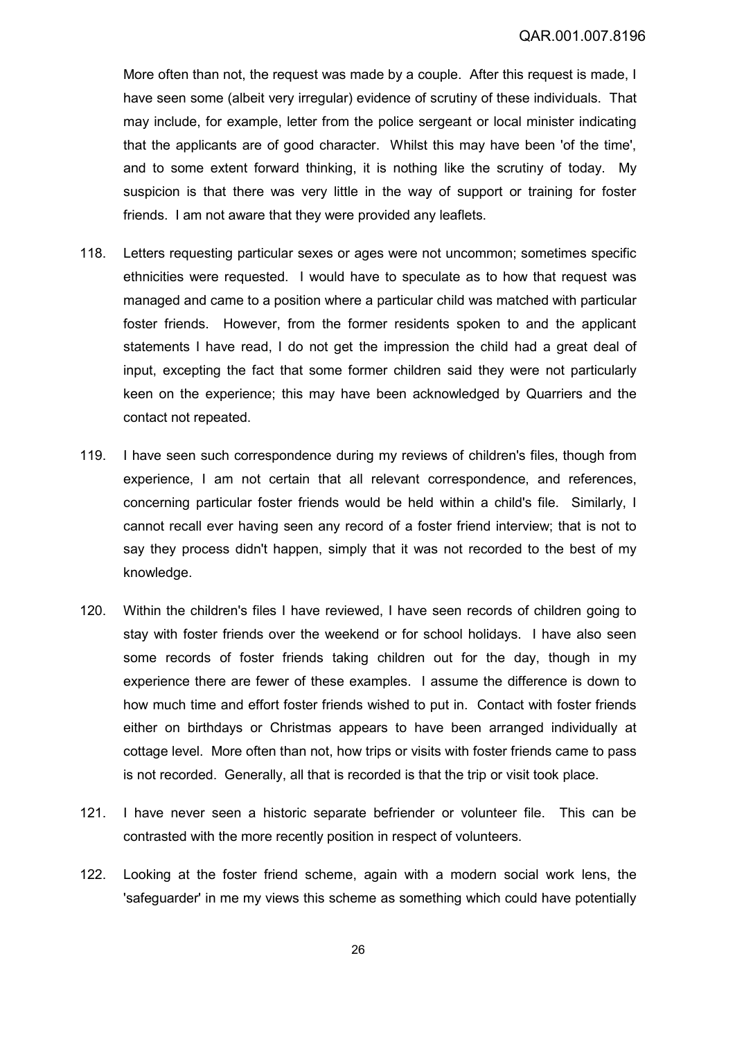More often than not, the request was made by a couple. After this request is made, I have seen some (albeit very irregular) evidence of scrutiny of these individuals. That may include, for example, letter from the police sergeant or local minister indicating that the applicants are of good character. Whilst this may have been 'of the time', and to some extent forward thinking, it is nothing like the scrutiny of today. My suspicion is that there was very little in the way of support or training for foster friends. I am not aware that they were provided any leaflets.

118. Letters requesting particular sexes or ages were not uncommon; sometimes specific ethnicities were requested. I would have to speculate as to how that request was managed and came to a position where a particular child was matched with particular foster friends. However, from the former residents spoken to and the applicant statements I have read, I do not get the impression the child had a great deal of input, excepting the fact that some former children said they were not particularly keen on the experience; this may have been acknowledged by Quarriers and the contact not repeated.

119. I have seen such correspondence during my reviews of children's files, though from experience, I am not certain that all relevant correspondence, and references, concerning particular foster friends would be held within a child's file. Similarly, I cannot recall ever having seen any record of a foster friend interview; that is not to say they process didn't happen, simply that it was not recorded to the best of my knowledge.

120. Within the children's files I have reviewed, I have seen records of children going to stay with foster friends over the weekend or for school holidays. I have also seen some records of foster friends taking children out for the day, though in my experience there are fewer of these examples. I assume the difference is down to how much time and effort foster friends wished to put in. Contact with foster friends either on birthdays or Christmas appears to have been arranged individually at cottage level. More often than not, how trips or visits with foster friends came to pass is not recorded. Generally, all that is recorded is that the trip or visit took place.

121. I have never seen a historic separate befriender or volunteer file. This can be contrasted with the more recently position in respect of volunteers.

122. Looking at the foster friend scheme, again with a modern social work lens, the 'safeguarder' in me my views this scheme as something which could have potentially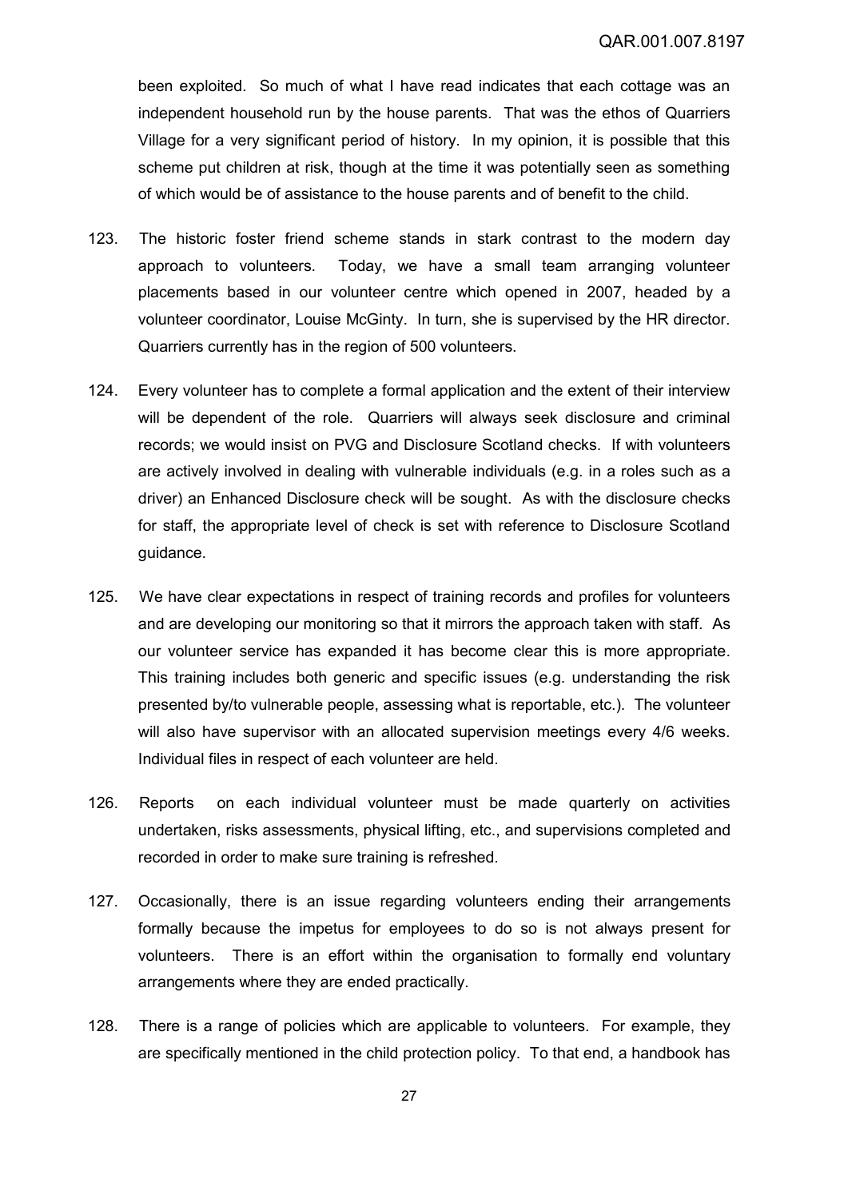been exploited. So much of what I have read indicates that each cottage was an independent household run by the house parents. That was the ethos of Quarriers Village for a very significant period of history. In my opinion, it is possible that this scheme put children at risk, though at the time it was potentially seen as something of which would be of assistance to the house parents and of benefit to the child.

123. The historic foster friend scheme stands in stark contrast to the modern day approach to volunteers. Today, we have a small team arranging volunteer placements based in our volunteer centre which opened in 2007, headed by a volunteer coordinator, Louise McGinty. In turn, she is supervised by the HR director. Quarriers currently has in the region of 500 volunteers.

124. Every volunteer has to complete a formal application and the extent of their interview will be dependent of the role. Quarriers will always seek disclosure and criminal records; we would insist on PVG and Disclosure Scotland checks. If with volunteers are actively involved in dealing with vulnerable individuals (e.g. in a roles such as a driver) an Enhanced Disclosure check will be sought. As with the disclosure checks for staff, the appropriate level of check is set with reference to Disclosure Scotland guidance.

125. We have clear expectations in respect of training records and profiles for volunteers and are developing our monitoring so that it mirrors the approach taken with staff. As our volunteer service has expanded it has become clear this is more appropriate. This training includes both generic and specific issues (e.g. understanding the risk presented by/to vulnerable people, assessing what is reportable, etc.). The volunteer will also have supervisor with an allocated supervision meetings every 4/6 weeks. Individual files in respect of each volunteer are held.

126. Reports on each individual volunteer must be made quarterly on activities undertaken, risks assessments, physical lifting, etc., and supervisions completed and recorded in order to make sure training is refreshed.

127. Occasionally, there is an issue regarding volunteers ending their arrangements formally because the impetus for employees to do so is not always present for volunteers. There is an effort within the organisation to formally end voluntary arrangements where they are ended practically.

128. There is a range of policies which are applicable to volunteers. For example, they are specifically mentioned in the child protection policy. To that end, a handbook has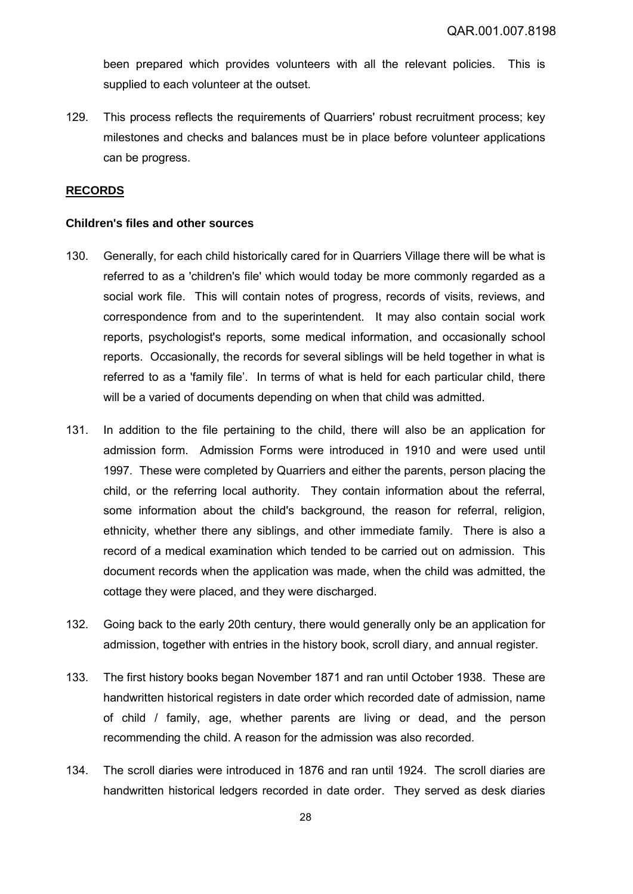been prepared which provides volunteers with all the relevant policies. This is supplied to each volunteer at the outset.

129. This process reflects the requirements of Quarriers' robust recruitment process; key milestones and checks and balances must be in place before volunteer applications can be progress.

## **RECORDS**

### Children's files and other sources

130. Generally, for each child historically cared for in Quarriers Village there will be what is referred to as a 'children's file' which would today be more commonly regarded as a social work file. This will contain notes of progress, records of visits, reviews, and correspondence from and to the superintendent. It may also contain social work reports, psychologist's reports, some medical information, and occasionally school reports. Occasionally, the records for several siblings will be held together in what is referred to as a 'family file'. In terms of what is held for each particular child, there will be a varied of documents depending on when that child was admitted.

131. In addition to the file pertaining to the child, there will also be an application for admission form. Admission Forms were introduced in 1910 and were used until 1997. These were completed by Quarriers and either the parents, person placing the child, or the referring local authority. They contain information about the referral, some information about the child's background, the reason for referral, religion, ethnicity, whether there any siblings, and other immediate family. There is also a record of a medical examination which tended to be carried out on admission. This document records when the application was made, when the child was admitted, the cottage they were placed, and they were discharged.

132. Going back to the early 20th century, there would generally only be an application for admission, together with entries in the history book, scroll diary, and annual register.

133. The first history books began November 1871 and ran until October 1938. These are handwritten historical registers in date order which recorded date of admission, name of child / family, age, whether parents are living or dead, and the person recommending the child. A reason for the admission was also recorded.

134. The scroll diaries were introduced in 1876 and ran until 1924. The scroll diaries are handwritten historical ledgers recorded in date order. They served as desk diaries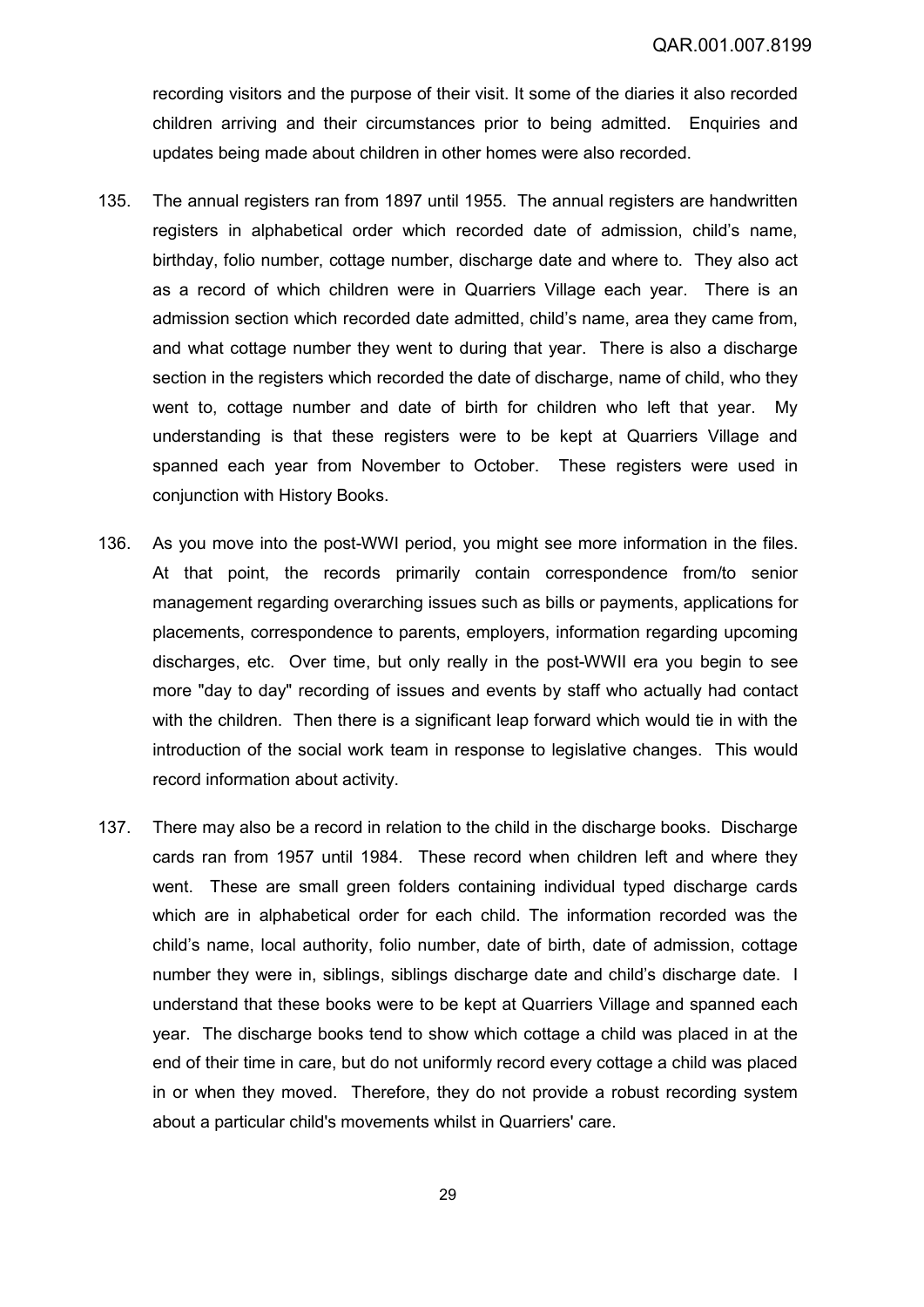recording visitors and the purpose of their visit. It some of the diaries it also recorded children arriving and their circumstances prior to being admitted. Enquiries and updates being made about children in other homes were also recorded.

135. The annual registers ran from 1897 until 1955. The annual registers are handwritten registers in alphabetical order which recorded date of admission, child's name, birthday, folio number, cottage number, discharge date and where to. They also act as a record of which children were in Quarriers Village each year. There is an admission section which recorded date admitted, child's name, area they came from, and what cottage number they went to during that year. There is also a discharge section in the registers which recorded the date of discharge, name of child, who they went to, cottage number and date of birth for children who left that year. My understanding is that these registers were to be kept at Quarriers Village and spanned each year from November to October. These registers were used in conjunction with History Books.

136. As you move into the post-WWI period, you might see more information in the files. At that point, the records primarily contain correspondence from/to senior management regarding overarching issues such as bills or payments, applications for placements, correspondence to parents, employers, information regarding upcoming discharges, etc. Over time, but only really in the post-WWII era you begin to see more "day to day" recording of issues and events by staff who actually had contact with the children. Then there is a significant leap forward which would tie in with the introduction of the social work team in response to legislative changes. This would record information about activity.

137. There may also be a record in relation to the child in the discharge books. Discharge cards ran from 1957 until 1984. These record when children left and where they went. These are small green folders containing individual typed discharge cards which are in alphabetical order for each child. The information recorded was the child's name, local authority, folio number, date of birth, date of admission, cottage number they were in, siblings, siblings discharge date and child's discharge date. I understand that these books were to be kept at Quarriers Village and spanned each year. The discharge books tend to show which cottage a child was placed in at the end of their time in care, but do not uniformly record every cottage a child was placed in or when they moved. Therefore, they do not provide a robust recording system about a particular child's movements whilst in Quarriers' care.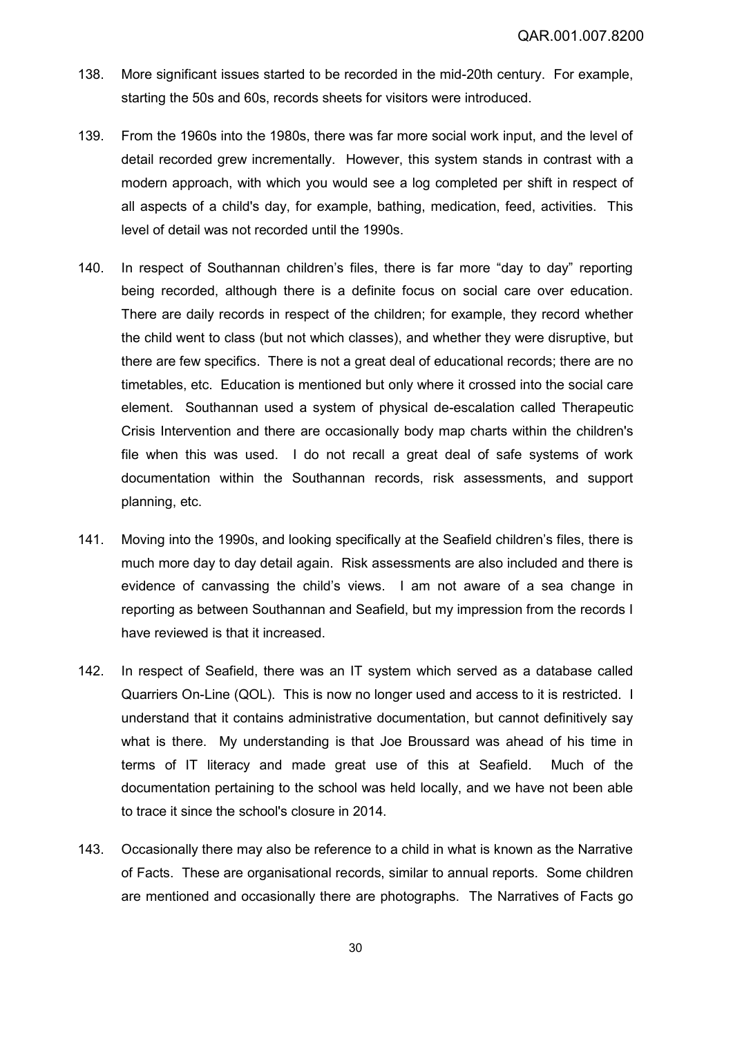138. More significant issues started to be recorded in the mid-20th century. For example, starting the 50s and 60s, records sheets for visitors were introduced.

139. From the 1960s into the 1980s, there was far more social work input, and the level of detail recorded grew incrementally. However, this system stands in contrast with a modern approach, with which you would see a log completed per shift in respect of all aspects of a child's day, for example, bathing, medication, feed, activities. This level of detail was not recorded until the 1990s.

140. In respect of Southannan children's files, there is far more "day to day" reporting being recorded, although there is a definite focus on social care over education. There are daily records in respect of the children; for example, they record whether the child went to class (but not which classes), and whether they were disruptive, but there are few specifics. There is not a great deal of educational records; there are no timetables, etc. Education is mentioned but only where it crossed into the social care element. Southannan used a system of physical de-escalation called Therapeutic Crisis Intervention and there are occasionally body map charts within the children's file when this was used. I do not recall a great deal of safe systems of work documentation within the Southannan records, risk assessments, and support planning, etc.

141. Moving into the 1990s, and looking specifically at the Seafield children's files, there is much more day to day detail again. Risk assessments are also included and there is evidence of canvassing the child's views. I am not aware of a sea change in reporting as between Southannan and Seafield, but my impression from the records I have reviewed is that it increased.

142. In respect of Seafield, there was an IT system which served as a database called Quarriers On-Line (QOL). This is now no longer used and access to it is restricted. I understand that it contains administrative documentation, but cannot definitively say what is there. My understanding is that Joe Broussard was ahead of his time in terms of IT literacy and made great use of this at Seafield. Much of the documentation pertaining to the school was held locally, and we have not been able to trace it since the school's closure in 2014.

143. Occasionally there may also be reference to a child in what is known as the Narrative of Facts. These are organisational records, similar to annual reports. Some children are mentioned and occasionally there are photographs. The Narratives of Facts go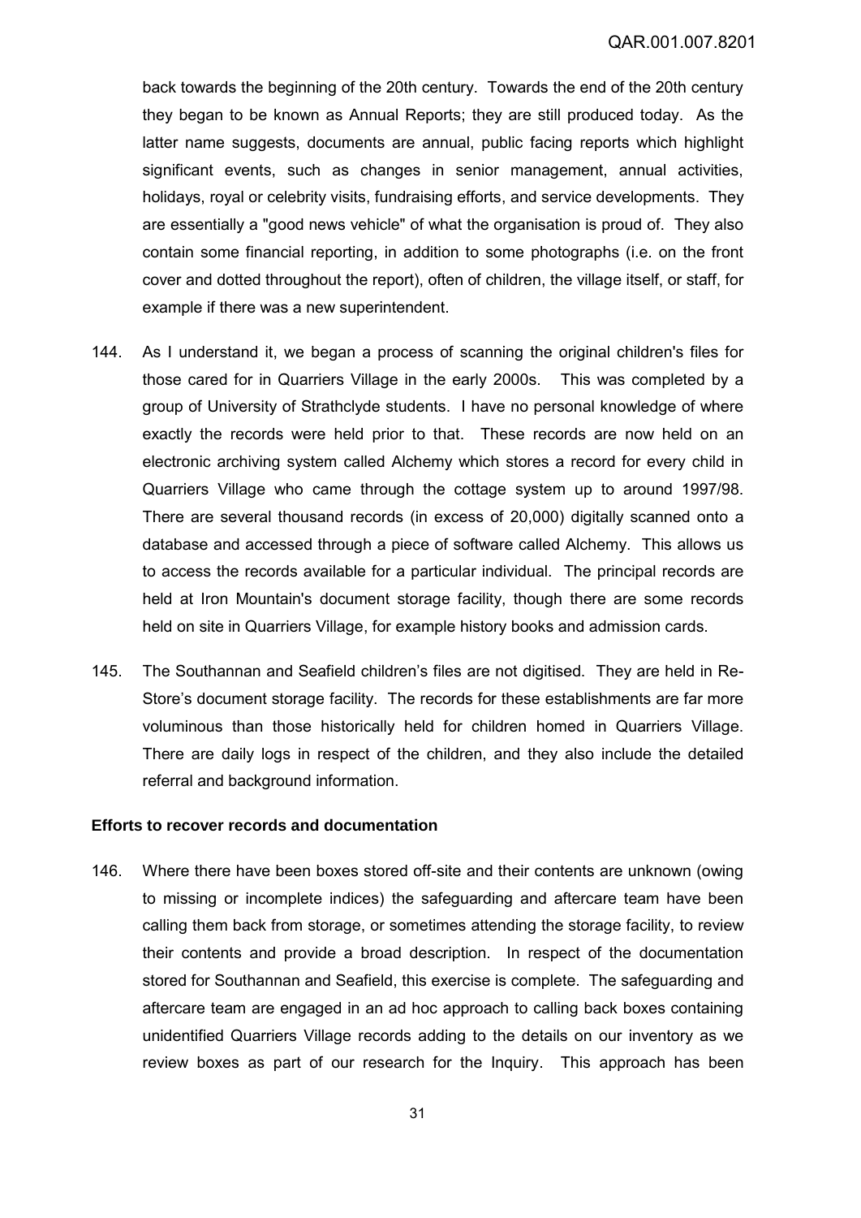back towards the beginning of the 20th century. Towards the end of the 20th century they began to be known as Annual Reports; they are still produced today. As the latter name suggests, documents are annual, public facing reports which highlight significant events, such as changes in senior management, annual activities, holidays, royal or celebrity visits, fundraising efforts, and service developments. They are essentially a "good news vehicle" of what the organisation is proud of. They also contain some financial reporting, in addition to some photographs (i.e. on the front cover and dotted throughout the report), often of children, the village itself, or staff, for example if there was a new superintendent.

144. As I understand it, we began a process of scanning the original children's files for those cared for in Quarriers Village in the early 2000s. This was completed by a group of University of Strathclyde students. I have no personal knowledge of where exactly the records were held prior to that. These records are now held on an electronic archiving system called Alchemy which stores a record for every child in Quarriers Village who came through the cottage system up to around 1997/98. There are several thousand records (in excess of 20,000) digitally scanned onto a database and accessed through a piece of software called Alchemy. This allows us to access the records available for a particular individual. The principal records are held at Iron Mountain's document storage facility, though there are some records held on site in Quarriers Village, for example history books and admission cards.

145. The Southannan and Seafield children's files are not digitised. They are held in Re-Store's document storage facility. The records for these establishments are far more voluminous than those historically held for children homed in Quarriers Village. There are daily logs in respect of the children, and they also include the detailed referral and background information.

**Efforts to recover records and documentation**

146. Where there have been boxes stored off-site and their contents are unknown (owing to missing or incomplete indices) the safeguarding and aftercare team have been calling them back from storage, or sometimes attending the storage facility, to review their contents and provide a broad description. In respect of the documentation stored for Southannan and Seafield, this exercise is complete. The safeguarding and aftercare team are engaged in an ad hoc approach to calling back boxes containing unidentified Quarriers Village records adding to the details on our inventory as we review boxes as part of our research for the Inquiry. This approach has been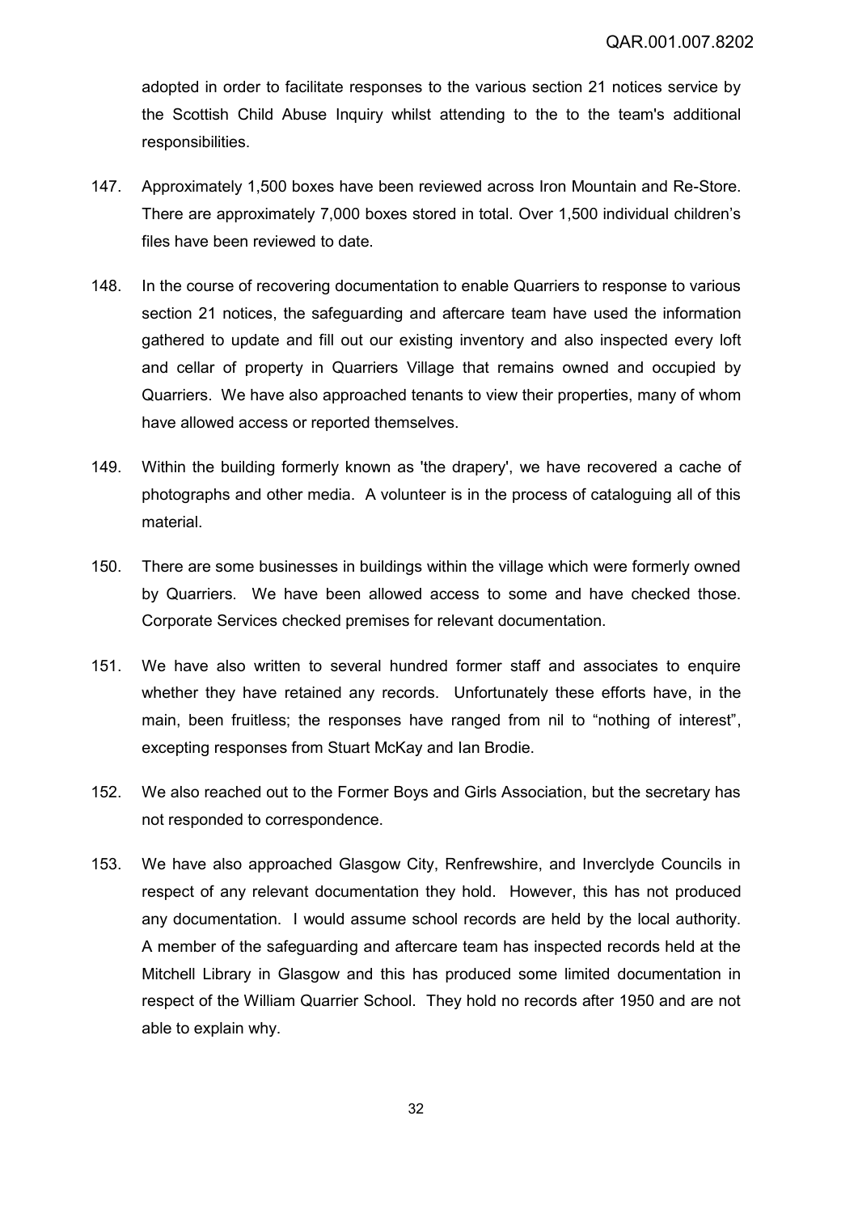adopted in order to facilitate responses to the various section 21 notices service by the Scottish Child Abuse Inquiry whilst attending to the to the team's additional responsibilities.

147. Approximately 1,500 boxes have been reviewed across Iron Mountain and Re-Store. There are approximately 7,000 boxes stored in total. Over 1,500 individual children's files have been reviewed to date.

148. In the course of recovering documentation to enable Quarriers to response to various section 21 notices, the safeguarding and aftercare team have used the information gathered to update and fill out our existing inventory and also inspected every loft and cellar of property in Quarriers Village that remains owned and occupied by Quarriers. We have also approached tenants to view their properties, many of whom have allowed access or reported themselves.

149. Within the building formerly known as 'the drapery', we have recovered a cache of photographs and other media. A volunteer is in the process of cataloguing all of this material.

150. There are some businesses in buildings within the village which were formerly owned by Quarriers. We have been allowed access to some and have checked those. Corporate Services checked premises for relevant documentation.

151. We have also written to several hundred former staff and associates to enquire whether they have retained any records. Unfortunately these efforts have, in the main, been fruitless; the responses have ranged from nil to "nothing of interest", excepting responses from Stuart McKay and Ian Brodie.

152. We also reached out to the Former Boys and Girls Association, but the secretary has not responded to correspondence.

153. We have also approached Glasgow City, Renfrewshire, and Inverclyde Councils in respect of any relevant documentation they hold. However, this has not produced any documentation. I would assume school records are held by the local authority. A member of the safeguarding and aftercare team has inspected records held at the Mitchell Library in Glasgow and this has produced some limited documentation in respect of the William Quarrier School. They hold no records after 1950 and are not able to explain why.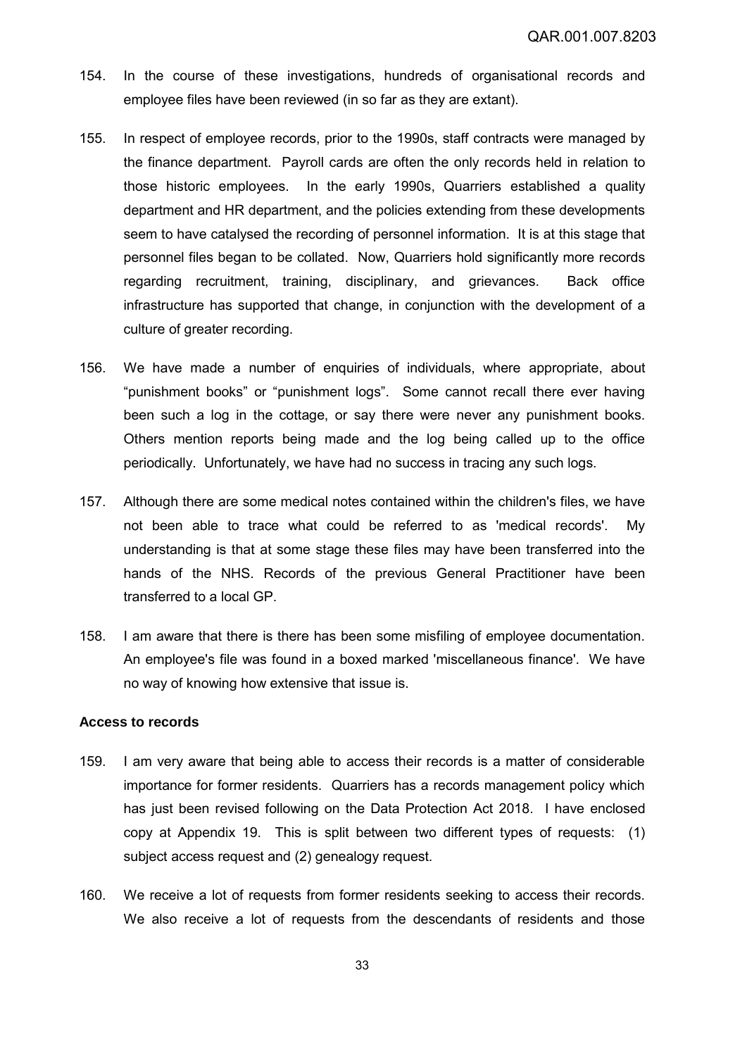154. In the course of these investigations, hundreds of organisational records and employee files have been reviewed (in so far as they are extant).

155. In respect of employee records, prior to the 1990s, staff contracts were managed by the finance department. Payroll cards are often the only records held in relation to those historic employees. In the early 1990s, Quarriers established a quality department and HR department, and the policies extending from these developments seem to have catalysed the recording of personnel information. It is at this stage that personnel files began to be collated. Now, Quarriers hold significantly more records regarding recruitment, training, disciplinary, and grievances. Back office infrastructure has supported that change, in conjunction with the development of a culture of greater recording.

156. We have made a number of enquiries of individuals, where appropriate, about "punishment books" or "punishment logs". Some cannot recall there ever having been such a log in the cottage, or say there were never any punishment books. Others mention reports being made and the log being called up to the office periodically. Unfortunately, we have had no success in tracing any such logs.

157. Although there are some medical notes contained within the children's files, we have not been able to trace what could be referred to as 'medical records'. My understanding is that at some stage these files may have been transferred into the hands of the NHS. Records of the previous General Practitioner have been transferred to a local GP.

158. I am aware that there is there has been some misfiling of employee documentation. An employee's file was found in a boxed marked 'miscellaneous finance'. We have no way of knowing how extensive that issue is.

**Access to records**

159. I am very aware that being able to access their records is a matter of considerable importance for former residents. Quarriers has a records management policy which has just been revised following on the Data Protection Act 2018. I have enclosed copy at Appendix 19. This is split between two different types of requests: (1) subject access request and (2) genealogy request.

160. We receive a lot of requests from former residents seeking to access their records. We also receive a lot of requests from the descendants of residents and those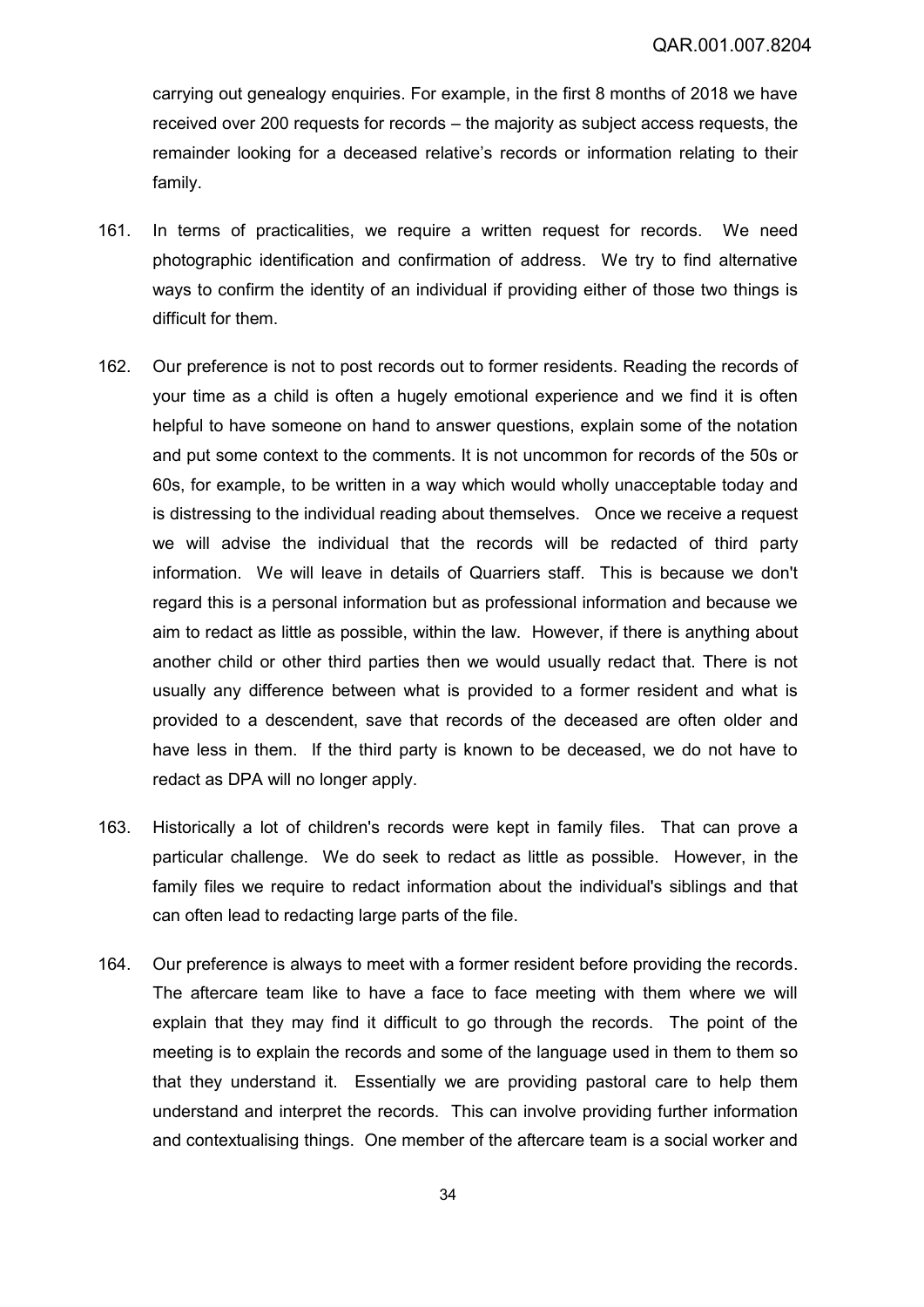carrying out genealogy enquiries. For example, in the first 8 months of 2018 we have received over 200 requests for records – the majority as subject access requests, the remainder looking for a deceased relative's records or information relating to their family.

161. In terms of practicalities, we require a written request for records. We need photographic identification and confirmation of address. We try to find alternative ways to confirm the identity of an individual if providing either of those two things is difficult for them.

162. Our preference is not to post records out to former residents. Reading the records of your time as a child is often a hugely emotional experience and we find it is often helpful to have someone on hand to answer questions, explain some of the notation and put some context to the comments. It is not uncommon for records of the 50s or 60s, for example, to be written in a way which would wholly unacceptable today and is distressing to the individual reading about themselves. Once we receive a request we will advise the individual that the records will be redacted of third party information. We will leave in details of Quarriers staff. This is because we don't regard this is a personal information but as professional information and because we aim to redact as little as possible, within the law. However, if there is anything about another child or other third parties then we would usually redact that. There is not usually any difference between what is provided to a former resident and what is provided to a descendent, save that records of the deceased are often older and have less in them. If the third party is known to be deceased, we do not have to redact as DPA will no longer apply.

163. Historically a lot of children's records were kept in family files. That can prove a particular challenge. We do seek to redact as little as possible. However, in the family files we require to redact information about the individual's siblings and that can often lead to redacting large parts of the file.

164. Our preference is always to meet with a former resident before providing the records. The aftercare team like to have a face to face meeting with them where we will explain that they may find it difficult to go through the records. The point of the meeting is to explain the records and some of the language used in them to them so that they understand it. Essentially we are providing pastoral care to help them understand and interpret the records. This can involve providing further information and contextualising things. One member of the aftercare team is a social worker and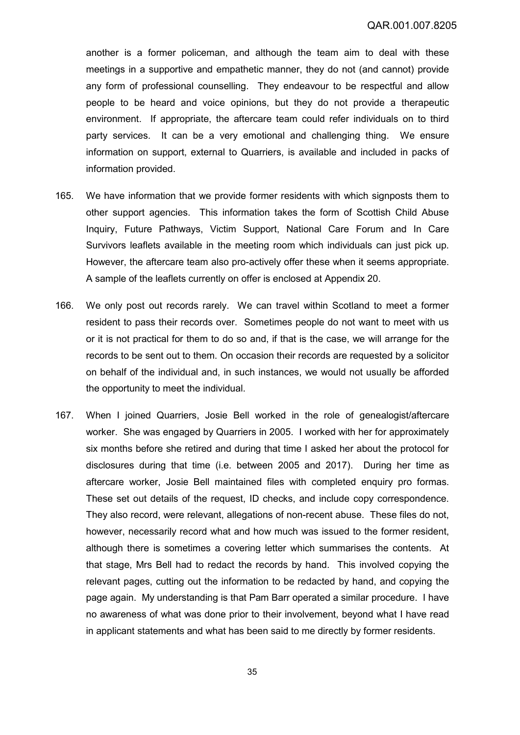another is a former policeman, and although the team aim to deal with these meetings in a supportive and empathetic manner, they do not (and cannot) provide any form of professional counselling. They endeavour to be respectful and allow people to be heard and voice opinions, but they do not provide a therapeutic environment. If appropriate, the aftercare team could refer individuals on to third party services. It can be a very emotional and challenging thing. We ensure information on support, external to Quarriers, is available and included in packs of information provided.

165. We have information that we provide former residents with which signposts them to other support agencies. This information takes the form of Scottish Child Abuse Inquiry, Future Pathways, Victim Support, National Care Forum and In Care Survivors leaflets available in the meeting room which individuals can just pick up. However, the aftercare team also pro-actively offer these when it seems appropriate. A sample of the leaflets currently on offer is enclosed at Appendix 20.

166. We only post out records rarely. We can travel within Scotland to meet a former resident to pass their records over. Sometimes people do not want to meet with us or it is not practical for them to do so and, if that is the case, we will arrange for the records to be sent out to them. On occasion their records are requested by a solicitor on behalf of the individual and, in such instances, we would not usually be afforded the opportunity to meet the individual.

167. When I joined Quarriers, Josie Bell worked in the role of genealogist/aftercare worker. She was engaged by Quarriers in 2005. I worked with her for approximately six months before she retired and during that time I asked her about the protocol for disclosures during that time (i.e. between 2005 and 2017). During her time as aftercare worker, Josie Bell maintained files with completed enquiry pro formas. These set out details of the request, ID checks, and include copy correspondence. They also record, were relevant, allegations of non-recent abuse. These files do not, however, necessarily record what and how much was issued to the former resident, although there is sometimes a covering letter which summarises the contents. At that stage, Mrs Bell had to redact the records by hand. This involved copying the relevant pages, cutting out the information to be redacted by hand, and copying the page again. My understanding is that Pam Barr operated a similar procedure. I have no awareness of what was done prior to their involvement, beyond what I have read in applicant statements and what has been said to me directly by former residents.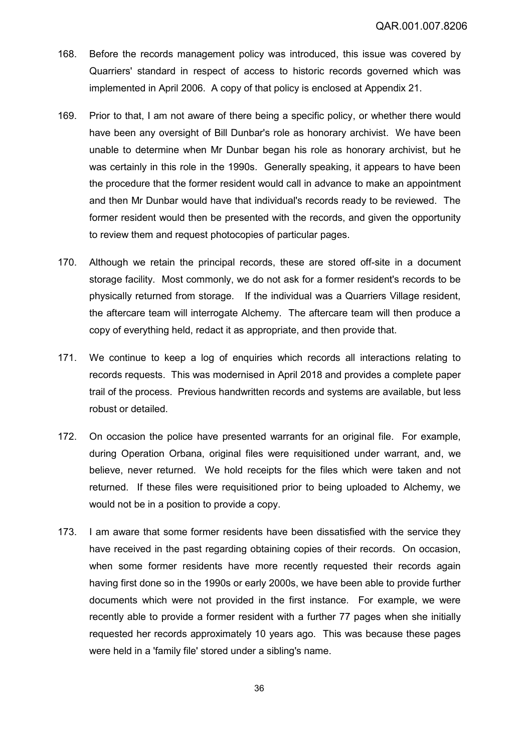168. Before the records management policy was introduced, this issue was covered by Quarriers' standard in respect of access to historic records governed which was implemented in April 2006. A copy of that policy is enclosed at Appendix 21.

169. Prior to that, I am not aware of there being a specific policy, or whether there would have been any oversight of Bill Dunbar's role as honorary archivist. We have been unable to determine when Mr Dunbar began his role as honorary archivist, but he was certainly in this role in the 1990s. Generally speaking, it appears to have been the procedure that the former resident would call in advance to make an appointment and then Mr Dunbar would have that individual's records ready to be reviewed. The former resident would then be presented with the records, and given the opportunity to review them and request photocopies of particular pages.

170. Although we retain the principal records, these are stored off-site in a document storage facility. Most commonly, we do not ask for a former resident's records to be physically returned from storage. If the individual was a Quarriers Village resident, the aftercare team will interrogate Alchemy. The aftercare team will then produce a copy of everything held, redact it as appropriate, and then provide that.

171. We continue to keep a log of enquiries which records all interactions relating to records requests. This was modernised in April 2018 and provides a complete paper trail of the process. Previous handwritten records and systems are available, but less robust or detailed.

172. On occasion the police have presented warrants for an original file. For example, during Operation Orbana, original files were requisitioned under warrant, and, we believe, never returned. We hold receipts for the files which were taken and not returned. If these files were requisitioned prior to being uploaded to Alchemy, we would not be in a position to provide a copy.

173. I am aware that some former residents have been dissatisfied with the service they have received in the past regarding obtaining copies of their records. On occasion, when some former residents have more recently requested their records again having first done so in the 1990s or early 2000s, we have been able to provide further documents which were not provided in the first instance. For example, we were recently able to provide a former resident with a further 77 pages when she initially requested her records approximately 10 years ago. This was because these pages were held in a 'family file' stored under a sibling's name.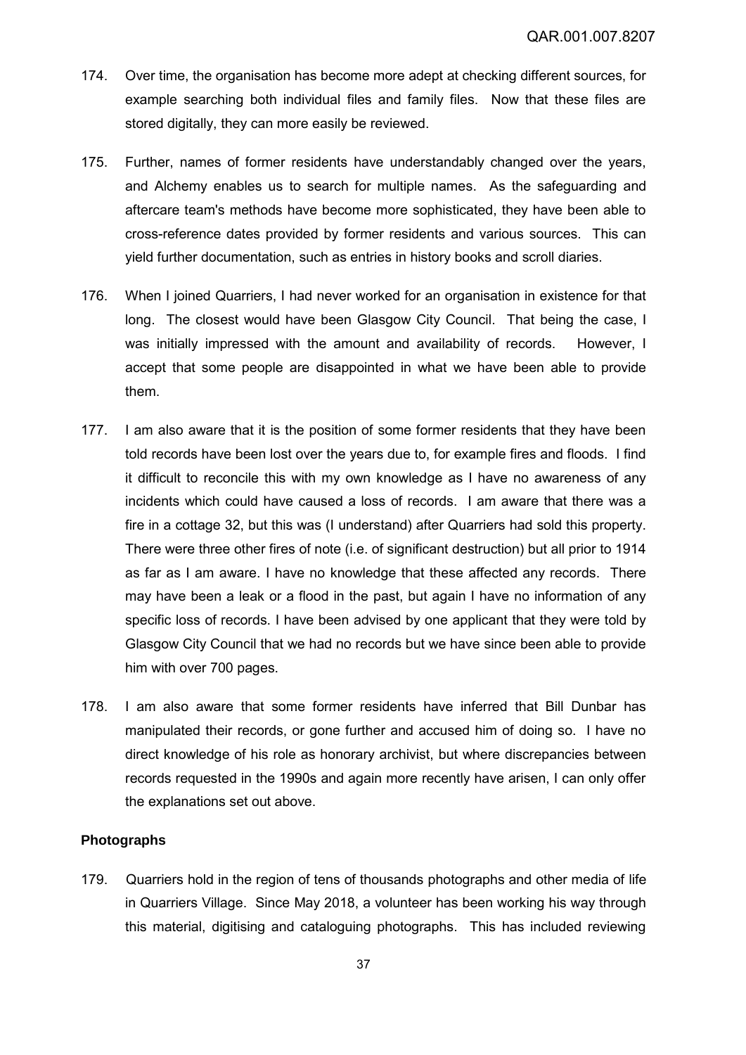174. Over time, the organisation has become more adept at checking different sources, for example searching both individual files and family files. Now that these files are stored digitally, they can more easily be reviewed.

175. Further, names of former residents have understandably changed over the years, and Alchemy enables us to search for multiple names. As the safeguarding and aftercare team's methods have become more sophisticated, they have been able to cross-reference dates provided by former residents and various sources. This can yield further documentation, such as entries in history books and scroll diaries.

176. When I joined Quarriers, I had never worked for an organisation in existence for that long. The closest would have been Glasgow City Council. That being the case, I was initially impressed with the amount and availability of records. However, I accept that some people are disappointed in what we have been able to provide them.

177. I am also aware that it is the position of some former residents that they have been told records have been lost over the years due to, for example fires and floods. I find it difficult to reconcile this with my own knowledge as I have no awareness of any incidents which could have caused a loss of records. I am aware that there was a fire in a cottage 32, but this was (I understand) after Quarriers had sold this property. There were three other fires of note (i.e. of significant destruction) but all prior to 1914 as far as I am aware. I have no knowledge that these affected any records. There may have been a leak or a flood in the past, but again I have no information of any specific loss of records. I have been advised by one applicant that they were told by Glasgow City Council that we had no records but we have since been able to provide him with over 700 pages.

178. I am also aware that some former residents have inferred that Bill Dunbar has manipulated their records, or gone further and accused him of doing so. I have no direct knowledge of his role as honorary archivist, but where discrepancies between records requested in the 1990s and again more recently have arisen, I can only offer the explanations set out above.

**Photographs**

179. Quarriers hold in the region of tens of thousands photographs and other media of life in Quarriers Village. Since May 2018, a volunteer has been working his way through this material, digitising and cataloguing photographs. This has included reviewing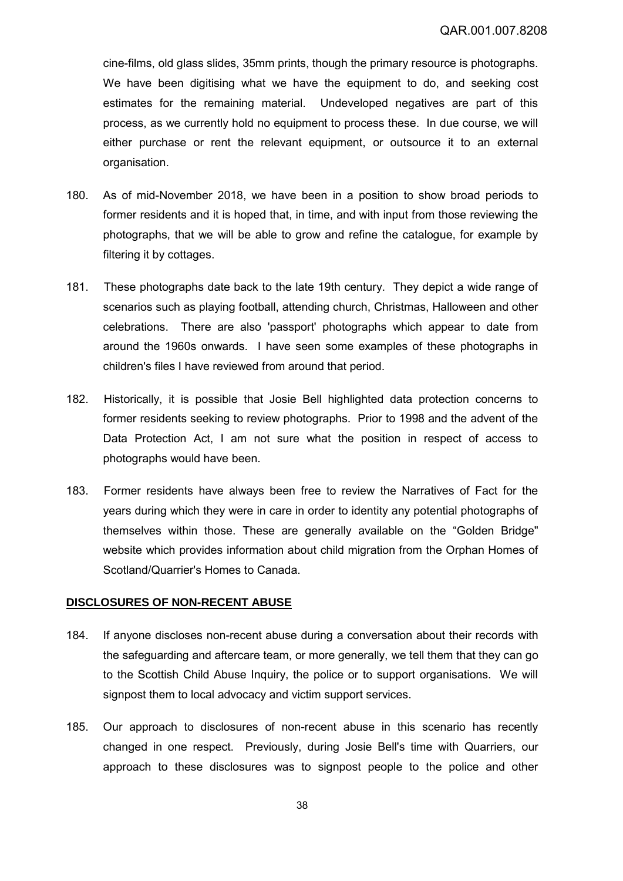cine-films, old glass slides, 35mm prints, though the primary resource is photographs. We have been digitising what we have the equipment to do, and seeking cost estimates for the remaining material. Undeveloped negatives are part of this process, as we currently hold no equipment to process these. In due course, we will either purchase or rent the relevant equipment, or outsource it to an external organisation.

180. As of mid-November 2018, we have been in a position to show broad periods to former residents and it is hoped that, in time, and with input from those reviewing the photographs, that we will be able to grow and refine the catalogue, for example by filtering it by cottages.

181. These photographs date back to the late 19th century. They depict a wide range of scenarios such as playing football, attending church, Christmas, Halloween and other celebrations. There are also 'passport' photographs which appear to date from around the 1960s onwards. I have seen some examples of these photographs in children's files I have reviewed from around that period.

182. Historically, it is possible that Josie Bell highlighted data protection concerns to former residents seeking to review photographs. Prior to 1998 and the advent of the Data Protection Act, I am not sure what the position in respect of access to photographs would have been.

183. Former residents have always been free to review the Narratives of Fact for the years during which they were in care in order to identity any potential photographs of themselves within those. These are generally available on the "Golden Bridge" website which provides information about child migration from the Orphan Homes of Scotland/Quarrier's Homes to Canada.

## DISCLOSURES OF NON-RECENT ABUSE

184. If anyone discloses non-recent abuse during a conversation about their records with the safeguarding and aftercare team, or more generally, we tell them that they can go to the Scottish Child Abuse Inquiry, the police or to support organisations. We will signpost them to local advocacy and victim support services.

185. Our approach to disclosures of non-recent abuse in this scenario has recently changed in one respect. Previously, during Josie Bell's time with Quarriers, our approach to these disclosures was to signpost people to the police and other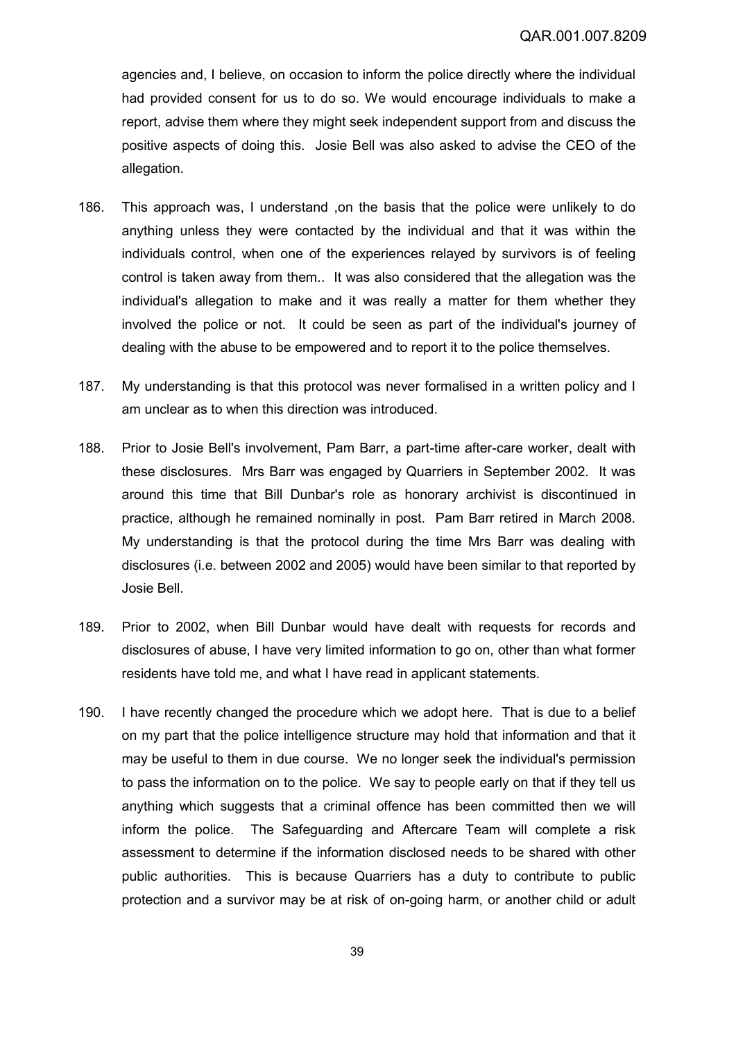agencies and, I believe, on occasion to inform the police directly where the individual had provided consent for us to do so. We would encourage individuals to make a report, advise them where they might seek independent support from and discuss the positive aspects of doing this. Josie Bell was also asked to advise the CEO of the allegation.

186. This approach was, I understand ,on the basis that the police were unlikely to do anything unless they were contacted by the individual and that it was within the individuals control, when one of the experiences relayed by survivors is of feeling control is taken away from them.. It was also considered that the allegation was the individual's allegation to make and it was really a matter for them whether they involved the police or not. It could be seen as part of the individual's journey of dealing with the abuse to be empowered and to report it to the police themselves.

187. My understanding is that this protocol was never formalised in a written policy and I am unclear as to when this direction was introduced.

188. Prior to Josie Bell's involvement, Pam Barr, a part-time after-care worker, dealt with these disclosures. Mrs Barr was engaged by Quarriers in September 2002. It was around this time that Bill Dunbar's role as honorary archivist is discontinued in practice, although he remained nominally in post. Pam Barr retired in March 2008. My understanding is that the protocol during the time Mrs Barr was dealing with disclosures (i.e. between 2002 and 2005) would have been similar to that reported by Josie Bell.

189. Prior to 2002, when Bill Dunbar would have dealt with requests for records and disclosures of abuse, I have very limited information to go on, other than what former residents have told me, and what I have read in applicant statements.

190. I have recently changed the procedure which we adopt here. That is due to a belief on my part that the police intelligence structure may hold that information and that it may be useful to them in due course. We no longer seek the individual's permission to pass the information on to the police. We say to people early on that if they tell us anything which suggests that a criminal offence has been committed then we will inform the police. The Safeguarding and Aftercare Team will complete a risk assessment to determine if the information disclosed needs to be shared with other public authorities. This is because Quarriers has a duty to contribute to public protection and a survivor may be at risk of on-going harm, or another child or adult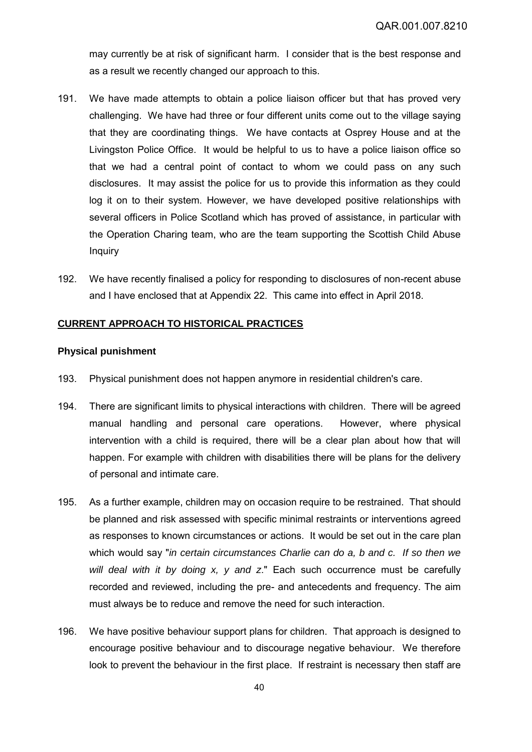may currently be at risk of significant harm. I consider that is the best response and as a result we recently changed our approach to this.

191. We have made attempts to obtain a police liaison officer but that has proved very challenging. We have had three or four different units come out to the village saying that they are coordinating things. We have contacts at Osprey House and at the Livingston Police Office. It would be helpful to us to have a police liaison office so that we had a central point of contact to whom we could pass on any such disclosures. It may assist the police for us to provide this information as they could log it on to their system. However, we have developed positive relationships with several officers in Police Scotland which has proved of assistance, in particular with the Operation Charing team, who are the team supporting the Scottish Child Abuse Inquiry

192. We have recently finalised a policy for responding to disclosures of non-recent abuse and I have enclosed that at Appendix 22. This came into effect in April 2018.

## CURRENT APPROACH TO HISTORICAL PRACTICES

### Physical punishment

193. Physical punishment does not happen anymore in residential children's care.

194. There are significant limits to physical interactions with children. There will be agreed manual handling and personal care operations. However, where physical intervention with a child is required, there will be a clear plan about how that will happen. For example with children with disabilities there will be plans for the delivery of personal and intimate care.

195. As a further example, children may on occasion require to be restrained. That should be planned and risk assessed with specific minimal restraints or interventions agreed as responses to known circumstances or actions. It would be set out in the care plan which would say "*in certain circumstances Charlie can do a, b and c. If so then we will deal with it by doing x, y and z*." Each such occurrence must be carefully recorded and reviewed, including the pre- and antecedents and frequency. The aim must always be to reduce and remove the need for such interaction.

196. We have positive behaviour support plans for children. That approach is designed to encourage positive behaviour and to discourage negative behaviour. We therefore look to prevent the behaviour in the first place. If restraint is necessary then staff are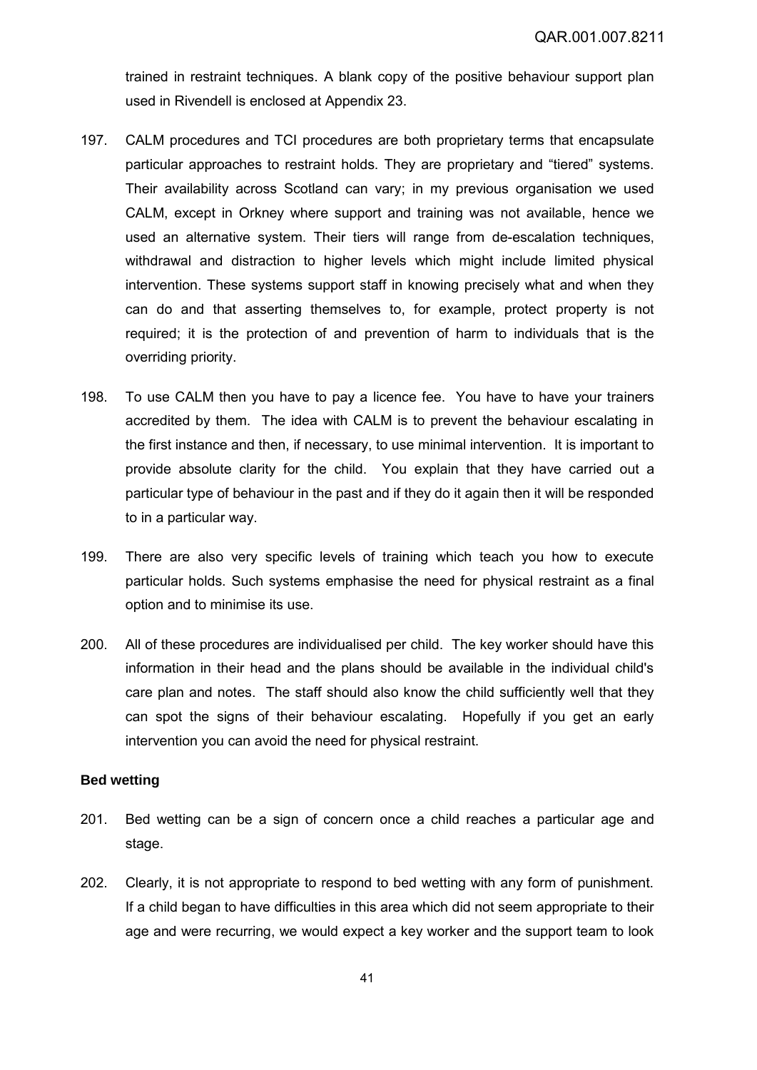trained in restraint techniques. A blank copy of the positive behaviour support plan used in Rivendell is enclosed at Appendix 23.

197. CALM procedures and TCI procedures are both proprietary terms that encapsulate particular approaches to restraint holds. They are proprietary and "tiered" systems. Their availability across Scotland can vary; in my previous organisation we used CALM, except in Orkney where support and training was not available, hence we used an alternative system. Their tiers will range from de-escalation techniques, withdrawal and distraction to higher levels which might include limited physical intervention. These systems support staff in knowing precisely what and when they can do and that asserting themselves to, for example, protect property is not required; it is the protection of and prevention of harm to individuals that is the overriding priority.

198. To use CALM then you have to pay a licence fee. You have to have your trainers accredited by them. The idea with CALM is to prevent the behaviour escalating in the first instance and then, if necessary, to use minimal intervention. It is important to provide absolute clarity for the child. You explain that they have carried out a particular type of behaviour in the past and if they do it again then it will be responded to in a particular way.

199. There are also very specific levels of training which teach you how to execute particular holds. Such systems emphasise the need for physical restraint as a final option and to minimise its use.

200. All of these procedures are individualised per child. The key worker should have this information in their head and the plans should be available in the individual child's care plan and notes. The staff should also know the child sufficiently well that they can spot the signs of their behaviour escalating. Hopefully if you get an early intervention you can avoid the need for physical restraint.

**Bed wetting**

201. Bed wetting can be a sign of concern once a child reaches a particular age and stage.

202. Clearly, it is not appropriate to respond to bed wetting with any form of punishment. If a child began to have difficulties in this area which did not seem appropriate to their age and were recurring, we would expect a key worker and the support team to look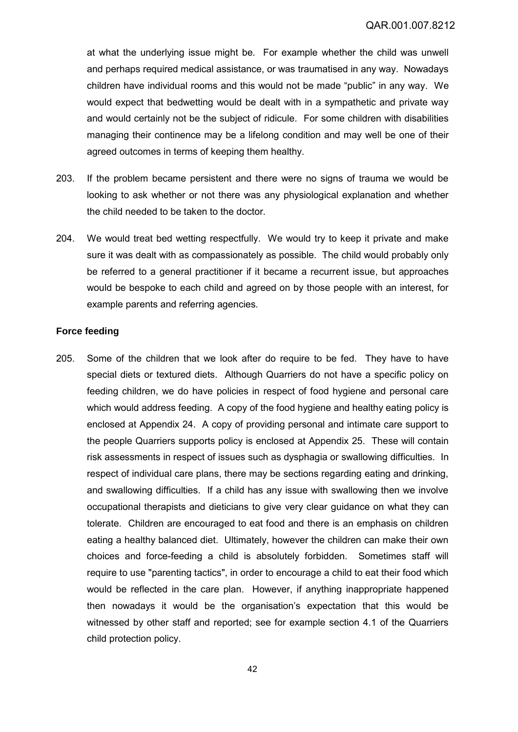at what the underlying issue might be. For example whether the child was unwell and perhaps required medical assistance, or was traumatised in any way. Nowadays children have individual rooms and this would not be made "public" in any way. We would expect that bedwetting would be dealt with in a sympathetic and private way and would certainly not be the subject of ridicule. For some children with disabilities managing their continence may be a lifelong condition and may well be one of their agreed outcomes in terms of keeping them healthy.

203. If the problem became persistent and there were no signs of trauma we would be looking to ask whether or not there was any physiological explanation and whether the child needed to be taken to the doctor.

204. We would treat bed wetting respectfully. We would try to keep it private and make sure it was dealt with as compassionately as possible. The child would probably only be referred to a general practitioner if it became a recurrent issue, but approaches would be bespoke to each child and agreed on by those people with an interest, for example parents and referring agencies.

**Force feeding**

205. Some of the children that we look after do require to be fed. They have to have special diets or textured diets. Although Quarriers do not have a specific policy on feeding children, we do have policies in respect of food hygiene and personal care which would address feeding. A copy of the food hygiene and healthy eating policy is enclosed at Appendix 24. A copy of providing personal and intimate care support to the people Quarriers supports policy is enclosed at Appendix 25. These will contain risk assessments in respect of issues such as dysphagia or swallowing difficulties. In respect of individual care plans, there may be sections regarding eating and drinking, and swallowing difficulties. If a child has any issue with swallowing then we involve occupational therapists and dieticians to give very clear guidance on what they can tolerate. Children are encouraged to eat food and there is an emphasis on children eating a healthy balanced diet. Ultimately, however the children can make their own choices and force-feeding a child is absolutely forbidden. Sometimes staff will require to use "parenting tactics", in order to encourage a child to eat their food which would be reflected in the care plan. However, if anything inappropriate happened then nowadays it would be the organisation's expectation that this would be witnessed by other staff and reported; see for example section 4.1 of the Quarriers child protection policy.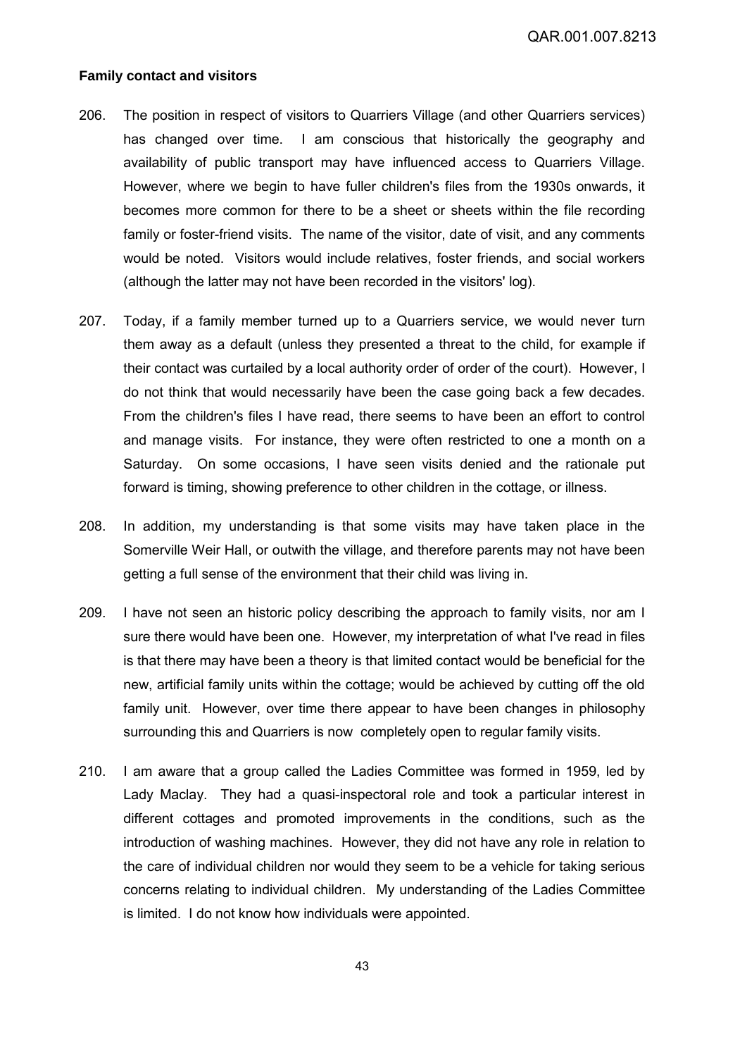**Family contact and visitors**

206. The position in respect of visitors to Quarriers Village (and other Quarriers services) has changed over time. I am conscious that historically the geography and availability of public transport may have influenced access to Quarriers Village. However, where we begin to have fuller children's files from the 1930s onwards, it becomes more common for there to be a sheet or sheets within the file recording family or foster-friend visits. The name of the visitor, date of visit, and any comments would be noted. Visitors would include relatives, foster friends, and social workers (although the latter may not have been recorded in the visitors' log).

207. Today, if a family member turned up to a Quarriers service, we would never turn them away as a default (unless they presented a threat to the child, for example if their contact was curtailed by a local authority order of order of the court). However, I do not think that would necessarily have been the case going back a few decades. From the children's files I have read, there seems to have been an effort to control and manage visits. For instance, they were often restricted to one a month on a Saturday. On some occasions, I have seen visits denied and the rationale put forward is timing, showing preference to other children in the cottage, or illness.

208. In addition, my understanding is that some visits may have taken place in the Somerville Weir Hall, or outwith the village, and therefore parents may not have been getting a full sense of the environment that their child was living in.

209. I have not seen an historic policy describing the approach to family visits, nor am I sure there would have been one. However, my interpretation of what I've read in files is that there may have been a theory is that limited contact would be beneficial for the new, artificial family units within the cottage; would be achieved by cutting off the old family unit. However, over time there appear to have been changes in philosophy surrounding this and Quarriers is now completely open to regular family visits.

210. I am aware that a group called the Ladies Committee was formed in 1959, led by Lady Maclay. They had a quasi-inspectoral role and took a particular interest in different cottages and promoted improvements in the conditions, such as the introduction of washing machines. However, they did not have any role in relation to the care of individual children nor would they seem to be a vehicle for taking serious concerns relating to individual children. My understanding of the Ladies Committee is limited. I do not know how individuals were appointed.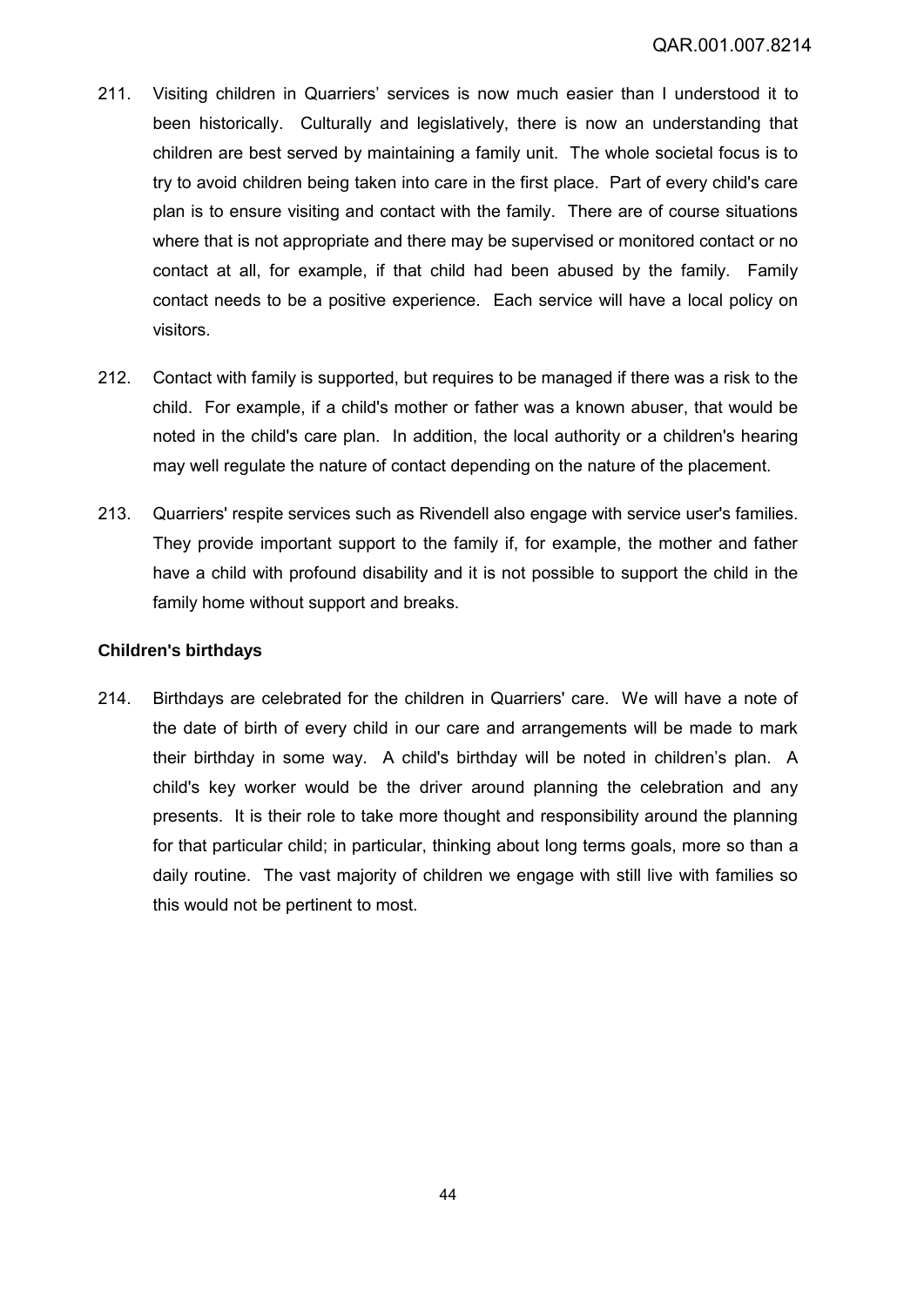211. Visiting children in Quarriers' services is now much easier than I understood it to been historically. Culturally and legislatively, there is now an understanding that children are best served by maintaining a family unit. The whole societal focus is to try to avoid children being taken into care in the first place. Part of every child's care plan is to ensure visiting and contact with the family. There are of course situations where that is not appropriate and there may be supervised or monitored contact or no contact at all, for example, if that child had been abused by the family. Family contact needs to be a positive experience. Each service will have a local policy on visitors.

212. Contact with family is supported, but requires to be managed if there was a risk to the child. For example, if a child's mother or father was a known abuser, that would be noted in the child's care plan. In addition, the local authority or a children's hearing may well regulate the nature of contact depending on the nature of the placement.

213. Quarriers' respite services such as Rivendell also engage with service user's families. They provide important support to the family if, for example, the mother and father have a child with profound disability and it is not possible to support the child in the family home without support and breaks.

**Children's birthdays**

214. Birthdays are celebrated for the children in Quarriers' care. We will have a note of the date of birth of every child in our care and arrangements will be made to mark their birthday in some way. A child's birthday will be noted in children's plan. A child's key worker would be the driver around planning the celebration and any presents. It is their role to take more thought and responsibility around the planning for that particular child; in particular, thinking about long terms goals, more so than a daily routine. The vast majority of children we engage with still live with families so this would not be pertinent to most.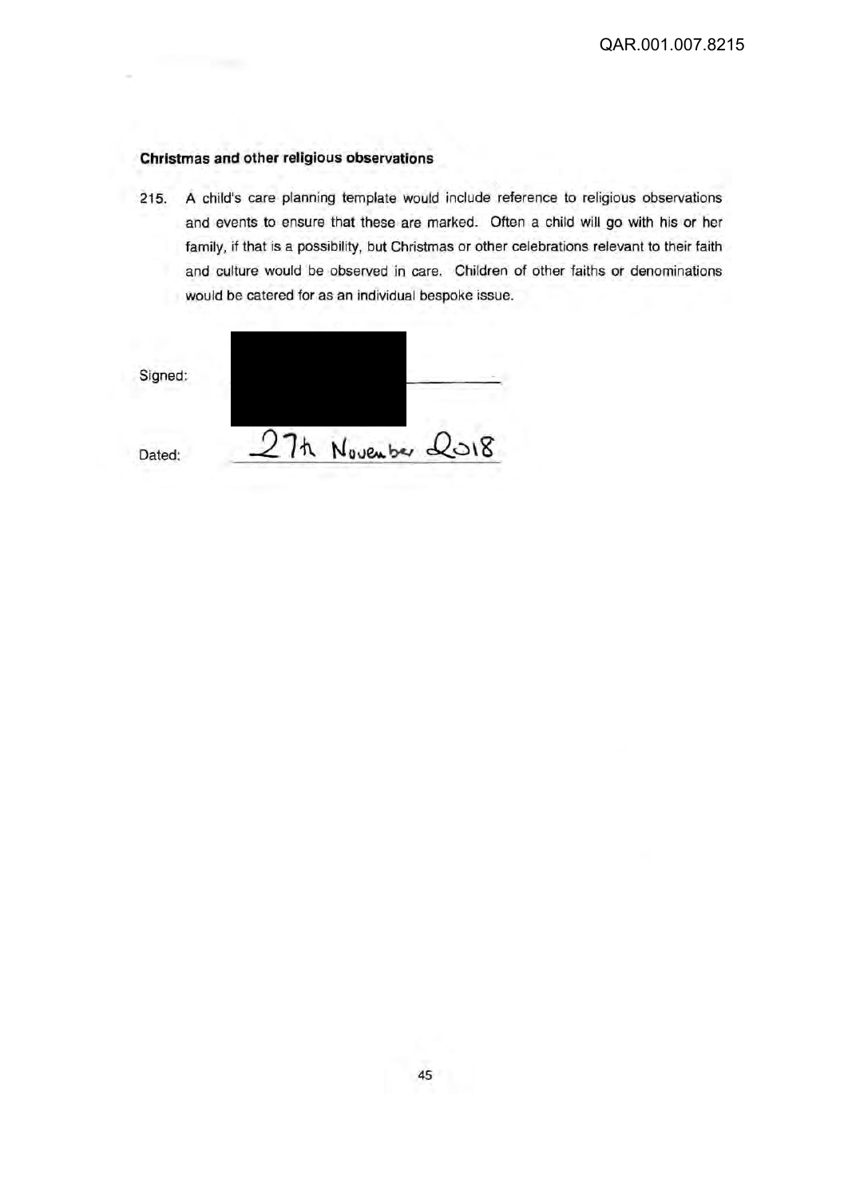**Christmas and other religious observations**

215. A child's care planning template would include reference to religious observations and events to ensure that these are marked. Often a child will go with his or her family, if that is a possibility, but Christmas or other celebrations relevant to their faith and culture would be observed in care. Children of other faiths or denominations would be catered for as an individual bespoke issue.

Signed: ____________________

Dated: 27th November 2018